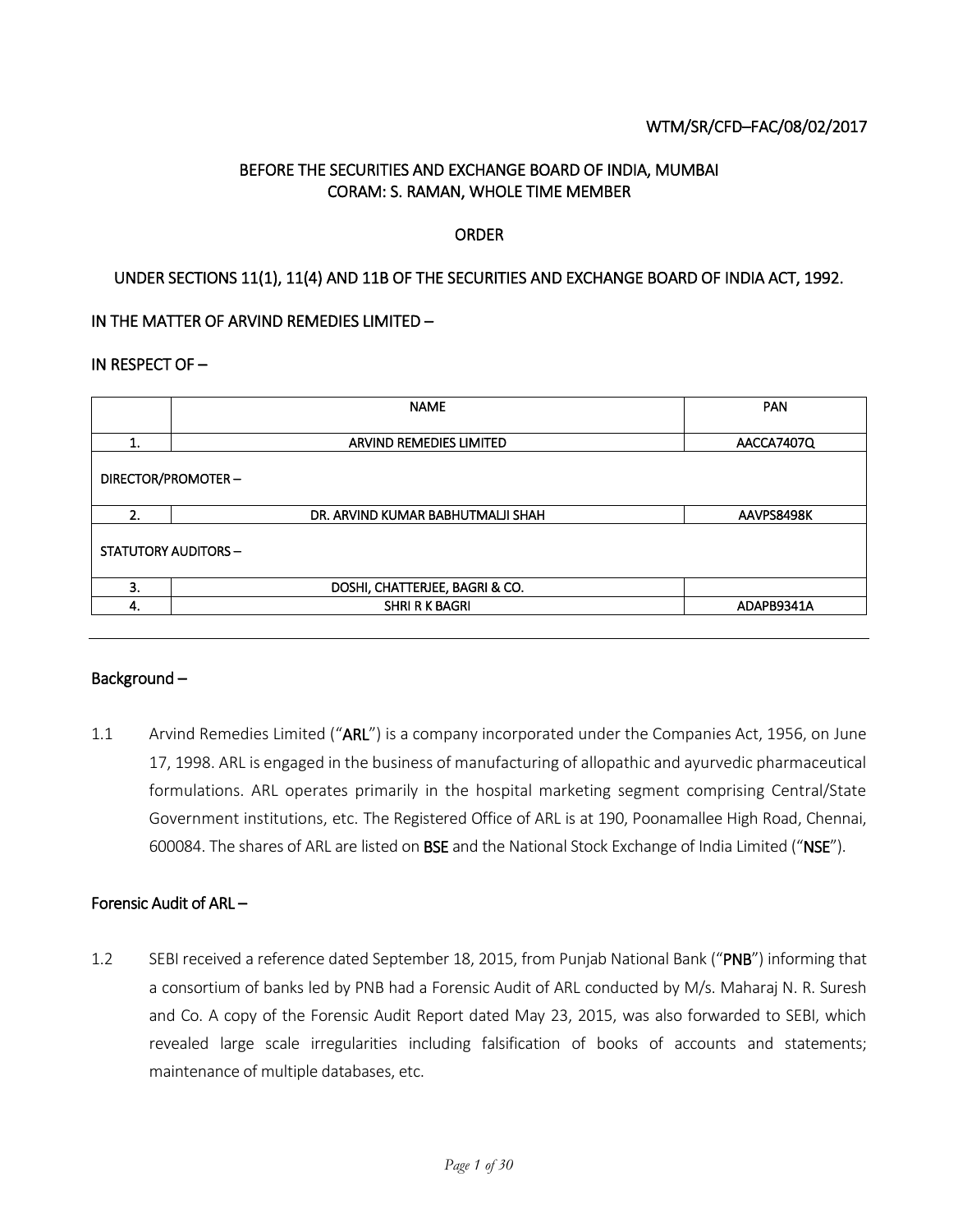WTM/SR/CFD–FAC/08/02/2017

# BEFORE THE SECURITIES AND EXCHANGE BOARD OF INDIA, MUMBAI
## CORAM: S. RAMAN, WHOLE TIME MEMBER

## ORDER

## UNDER SECTIONS 11(1), 11(4) AND 11B OF THE SECURITIES AND EXCHANGE BOARD OF INDIA ACT, 1992.

IN THE MATTER OF ARVIND REMEDIES LIMITED –

IN RESPECT OF –

| | NAME | PAN |
|---|---|---|
| 1. | ARVIND REMEDIES LIMITED | AACCA7407Q |
| DIRECTOR/PROMOTER – | | |
| 2. | DR. ARVIND KUMAR BABHUTMALJI SHAH | AAVPS8498K |
| STATUTORY AUDITORS – | | |
| 3. | DOSHI, CHATTERJEE, BAGRI & CO. | |
| 4. | SHRI R K BAGRI | ADAPB9341A |

---

### Background –

1.1 Arvind Remedies Limited ("**ARL**") is a company incorporated under the Companies Act, 1956, on June 17, 1998. ARL is engaged in the business of manufacturing of allopathic and ayurvedic pharmaceutical formulations. ARL operates primarily in the hospital marketing segment comprising Central/State Government institutions, etc. The Registered Office of ARL is at 190, Poonamallee High Road, Chennai, 600084. The shares of ARL are listed on **BSE** and the National Stock Exchange of India Limited ("**NSE**").

### Forensic Audit of ARL –

1.2 SEBI received a reference dated September 18, 2015, from Punjab National Bank ("**PNB**") informing that a consortium of banks led by PNB had a Forensic Audit of ARL conducted by M/s. Maharaj N. R. Suresh and Co. A copy of the Forensic Audit Report dated May 23, 2015, was also forwarded to SEBI, which revealed large scale irregularities including falsification of books of accounts and statements; maintenance of multiple databases, etc.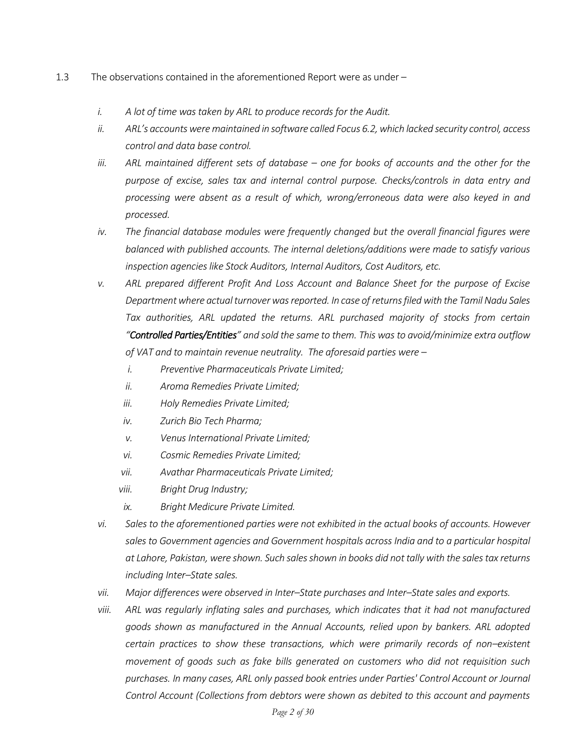1.3 The observations contained in the aforementioned Report were as under –

*i. A lot of time was taken by ARL to produce records for the Audit.*

*ii. ARL's accounts were maintained in software called Focus 6.2, which lacked security control, access control and data base control.*

*iii. ARL maintained different sets of database – one for books of accounts and the other for the purpose of excise, sales tax and internal control purpose. Checks/controls in data entry and processing were absent as a result of which, wrong/erroneous data were also keyed in and processed.*

*iv. The financial database modules were frequently changed but the overall financial figures were balanced with published accounts. The internal deletions/additions were made to satisfy various inspection agencies like Stock Auditors, Internal Auditors, Cost Auditors, etc.*

*v. ARL prepared different Profit And Loss Account and Balance Sheet for the purpose of Excise Department where actual turnover was reported. In case of returns filed with the Tamil Nadu Sales Tax authorities, ARL updated the returns. ARL purchased majority of stocks from certain "**Controlled Parties/Entities**" and sold the same to them. This was to avoid/minimize extra outflow of VAT and to maintain revenue neutrality. The aforesaid parties were –*

*i. Preventive Pharmaceuticals Private Limited;*

*ii. Aroma Remedies Private Limited;*

*iii. Holy Remedies Private Limited;*

*iv. Zurich Bio Tech Pharma;*

*v. Venus International Private Limited;*

*vi. Cosmic Remedies Private Limited;*

*vii. Avathar Pharmaceuticals Private Limited;*

*viii. Bright Drug Industry;*

*ix. Bright Medicure Private Limited.*

*vi. Sales to the aforementioned parties were not exhibited in the actual books of accounts. However sales to Government agencies and Government hospitals across India and to a particular hospital at Lahore, Pakistan, were shown. Such sales shown in books did not tally with the sales tax returns including Inter–State sales.*

*vii. Major differences were observed in Inter–State purchases and Inter–State sales and exports.*

*viii. ARL was regularly inflating sales and purchases, which indicates that it had not manufactured goods shown as manufactured in the Annual Accounts, relied upon by bankers. ARL adopted certain practices to show these transactions, which were primarily records of non–existent movement of goods such as fake bills generated on customers who did not requisition such purchases. In many cases, ARL only passed book entries under Parties' Control Account or Journal Control Account (Collections from debtors were shown as debited to this account and payments*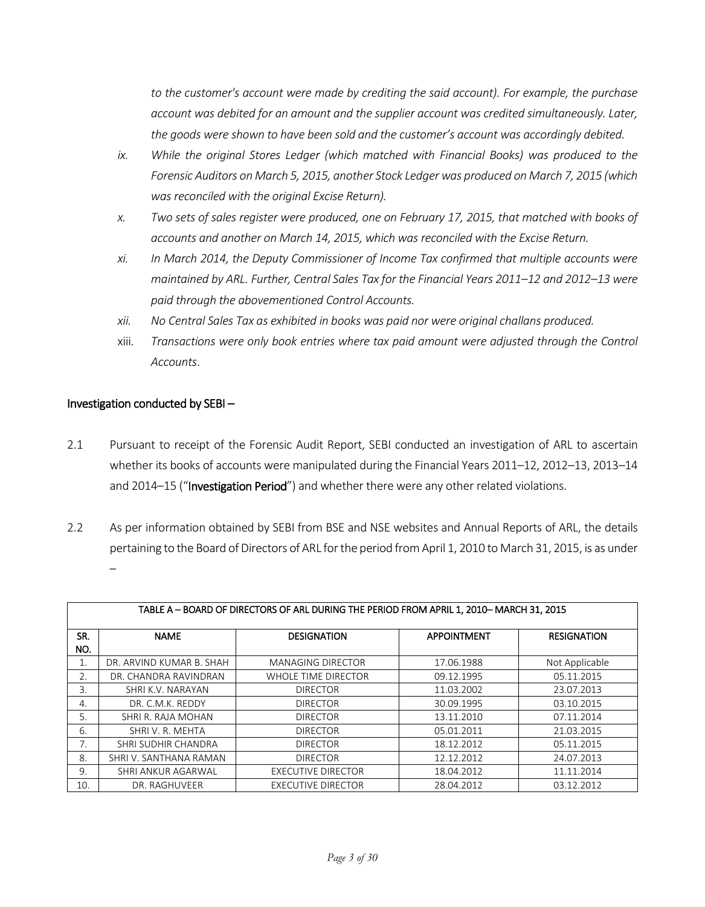*to the customer's account were made by crediting the said account). For example, the purchase account was debited for an amount and the supplier account was credited simultaneously. Later, the goods were shown to have been sold and the customer's account was accordingly debited.*

ix. *While the original Stores Ledger (which matched with Financial Books) was produced to the Forensic Auditors on March 5, 2015, another Stock Ledger was produced on March 7, 2015 (which was reconciled with the original Excise Return).*

x. *Two sets of sales register were produced, one on February 17, 2015, that matched with books of accounts and another on March 14, 2015, which was reconciled with the Excise Return.*

xi. *In March 2014, the Deputy Commissioner of Income Tax confirmed that multiple accounts were maintained by ARL. Further, Central Sales Tax for the Financial Years 2011–12 and 2012–13 were paid through the abovementioned Control Accounts.*

xii. *No Central Sales Tax as exhibited in books was paid nor were original challans produced.*

xiii. *Transactions were only book entries where tax paid amount were adjusted through the Control Accounts*.

## Investigation conducted by SEBI –

2.1 Pursuant to receipt of the Forensic Audit Report, SEBI conducted an investigation of ARL to ascertain whether its books of accounts were manipulated during the Financial Years 2011–12, 2012–13, 2013–14 and 2014–15 ("**Investigation Period**") and whether there were any other related violations.

2.2 As per information obtained by SEBI from BSE and NSE websites and Annual Reports of ARL, the details pertaining to the Board of Directors of ARL for the period from April 1, 2010 to March 31, 2015, is as under –

| TABLE A – BOARD OF DIRECTORS OF ARL DURING THE PERIOD FROM APRIL 1, 2010– MARCH 31, 2015 | | | | |
|---|---|---|---|---|
| **SR. NO.** | **NAME** | **DESIGNATION** | **APPOINTMENT** | **RESIGNATION** |
| 1. | DR. ARVIND KUMAR B. SHAH | MANAGING DIRECTOR | 17.06.1988 | Not Applicable |
| 2. | DR. CHANDRA RAVINDRAN | WHOLE TIME DIRECTOR | 09.12.1995 | 05.11.2015 |
| 3. | SHRI K.V. NARAYAN | DIRECTOR | 11.03.2002 | 23.07.2013 |
| 4. | DR. C.M.K. REDDY | DIRECTOR | 30.09.1995 | 03.10.2015 |
| 5. | SHRI R. RAJA MOHAN | DIRECTOR | 13.11.2010 | 07.11.2014 |
| 6. | SHRI V. R. MEHTA | DIRECTOR | 05.01.2011 | 21.03.2015 |
| 7. | SHRI SUDHIR CHANDRA | DIRECTOR | 18.12.2012 | 05.11.2015 |
| 8. | SHRI V. SANTHANA RAMAN | DIRECTOR | 12.12.2012 | 24.07.2013 |
| 9. | SHRI ANKUR AGARWAL | EXECUTIVE DIRECTOR | 18.04.2012 | 11.11.2014 |
| 10. | DR. RAGHUVEER | EXECUTIVE DIRECTOR | 28.04.2012 | 03.12.2012 |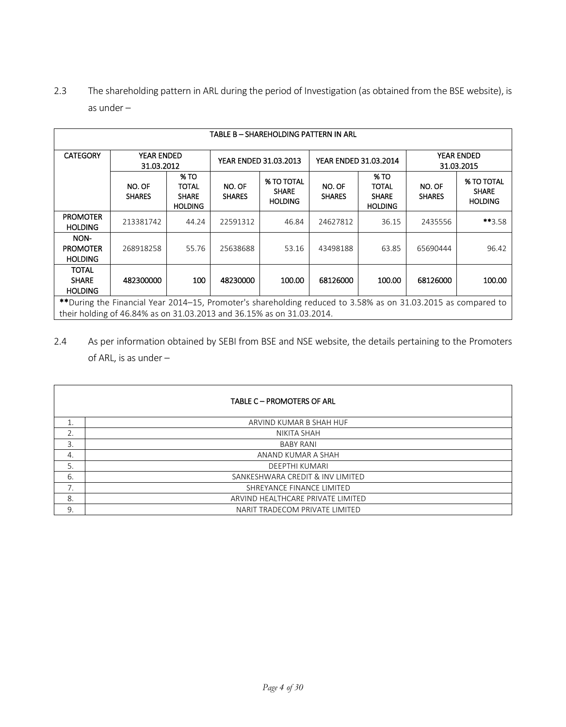2.3 The shareholding pattern in ARL during the period of Investigation (as obtained from the BSE website), is as under –

| TABLE B – SHAREHOLDING PATTERN IN ARL | | | | | | | | |
|---|---|---|---|---|---|---|---|---|
| **CATEGORY** | **YEAR ENDED 31.03.2012** | | **YEAR ENDED 31.03.2013** | | **YEAR ENDED 31.03.2014** | | **YEAR ENDED 31.03.2015** | |
| | **NO. OF SHARES** | **% TO TOTAL SHARE HOLDING** | **NO. OF SHARES** | **% TO TOTAL SHARE HOLDING** | **NO. OF SHARES** | **% TO TOTAL SHARE HOLDING** | **NO. OF SHARES** | **% TO TOTAL SHARE HOLDING** |
| **PROMOTER HOLDING** | 213381742 | 44.24 | 22591312 | 46.84 | 24627812 | 36.15 | 2435556 | **3.58 |
| **NON-PROMOTER HOLDING** | 268918258 | 55.76 | 25638688 | 53.16 | 43498188 | 63.85 | 65690444 | 96.42 |
| **TOTAL SHARE HOLDING** | **482300000** | **100** | **48230000** | **100.00** | **68126000** | **100.00** | **68126000** | **100.00** |
| **During the Financial Year 2014–15, Promoter's shareholding reduced to 3.58% as on 31.03.2015 as compared to their holding of 46.84% as on 31.03.2013 and 36.15% as on 31.03.2014. | | | | | | | | |

2.4 As per information obtained by SEBI from BSE and NSE website, the details pertaining to the Promoters of ARL, is as under –

| | TABLE C – PROMOTERS OF ARL |
|---|---|
| 1. | ARVIND KUMAR B SHAH HUF |
| 2. | NIKITA SHAH |
| 3. | BABY RANI |
| 4. | ANAND KUMAR A SHAH |
| 5. | DEEPTHI KUMARI |
| 6. | SANKESHWARA CREDIT & INV LIMITED |
| 7. | SHREYANCE FINANCE LIMITED |
| 8. | ARVIND HEALTHCARE PRIVATE LIMITED |
| 9. | NARIT TRADECOM PRIVATE LIMITED |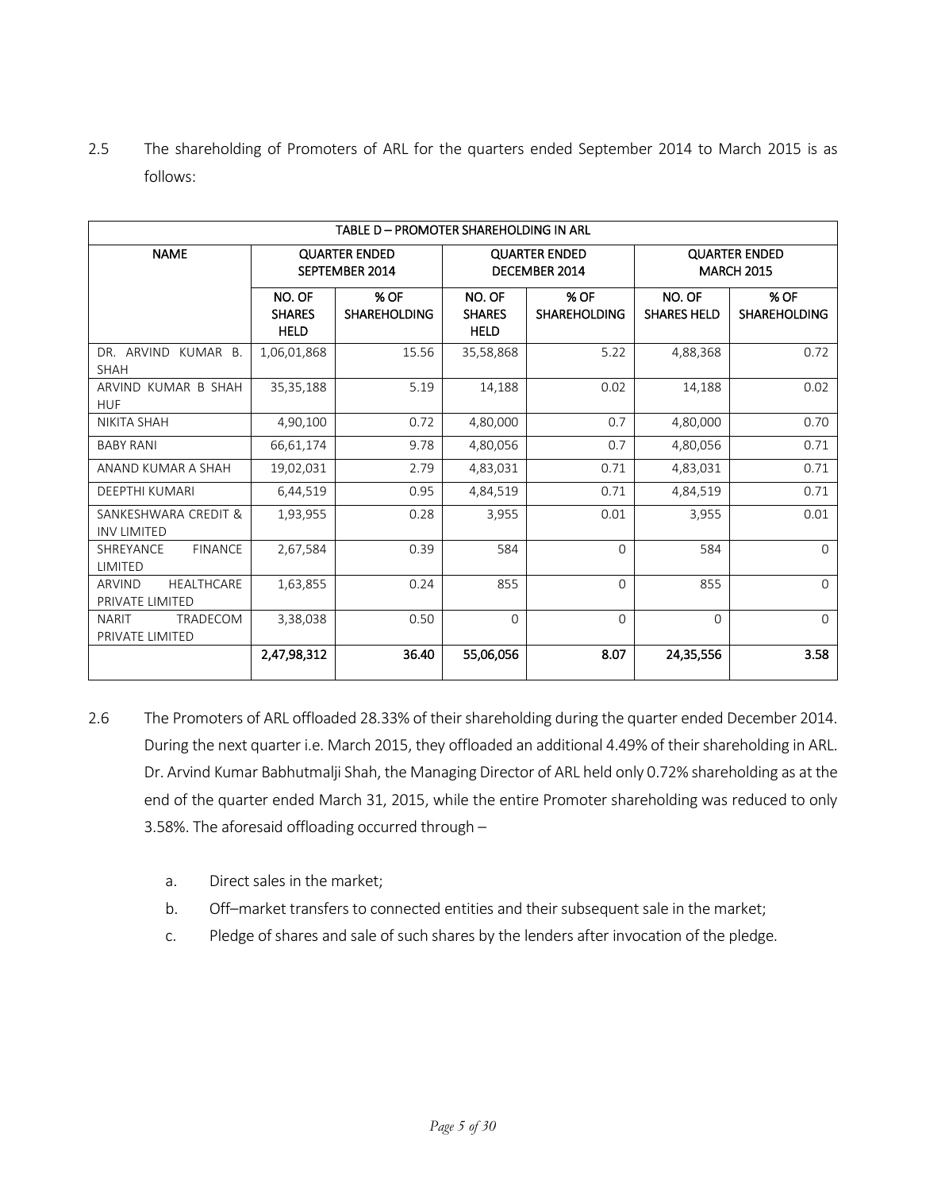2.5 The shareholding of Promoters of ARL for the quarters ended September 2014 to March 2015 is as follows:

| TABLE D – PROMOTER SHAREHOLDING IN ARL | | | | | | |
|---|---|---|---|---|---|---|
| NAME | QUARTER ENDED SEPTEMBER 2014 | | QUARTER ENDED DECEMBER 2014 | | QUARTER ENDED MARCH 2015 | |
| | NO. OF SHARES HELD | % OF SHAREHOLDING | NO. OF SHARES HELD | % OF SHAREHOLDING | NO. OF SHARES HELD | % OF SHAREHOLDING |
| DR. ARVIND KUMAR B. SHAH | 1,06,01,868 | 15.56 | 35,58,868 | 5.22 | 4,88,368 | 0.72 |
| ARVIND KUMAR B SHAH HUF | 35,35,188 | 5.19 | 14,188 | 0.02 | 14,188 | 0.02 |
| NIKITA SHAH | 4,90,100 | 0.72 | 4,80,000 | 0.7 | 4,80,000 | 0.70 |
| BABY RANI | 66,61,174 | 9.78 | 4,80,056 | 0.7 | 4,80,056 | 0.71 |
| ANAND KUMAR A SHAH | 19,02,031 | 2.79 | 4,83,031 | 0.71 | 4,83,031 | 0.71 |
| DEEPTHI KUMARI | 6,44,519 | 0.95 | 4,84,519 | 0.71 | 4,84,519 | 0.71 |
| SANKESHWARA CREDIT & INV LIMITED | 1,93,955 | 0.28 | 3,955 | 0.01 | 3,955 | 0.01 |
| SHREYANCE FINANCE LIMITED | 2,67,584 | 0.39 | 584 | 0 | 584 | 0 |
| ARVIND HEALTHCARE PRIVATE LIMITED | 1,63,855 | 0.24 | 855 | 0 | 855 | 0 |
| NARIT TRADECOM PRIVATE LIMITED | 3,38,038 | 0.50 | 0 | 0 | 0 | 0 |
| | **2,47,98,312** | **36.40** | **55,06,056** | **8.07** | **24,35,556** | **3.58** |

2.6 The Promoters of ARL offloaded 28.33% of their shareholding during the quarter ended December 2014. During the next quarter i.e. March 2015, they offloaded an additional 4.49% of their shareholding in ARL. Dr. Arvind Kumar Babhutmalji Shah, the Managing Director of ARL held only 0.72% shareholding as at the end of the quarter ended March 31, 2015, while the entire Promoter shareholding was reduced to only 3.58%. The aforesaid offloading occurred through –

a. Direct sales in the market;

b. Off–market transfers to connected entities and their subsequent sale in the market;

c. Pledge of shares and sale of such shares by the lenders after invocation of the pledge.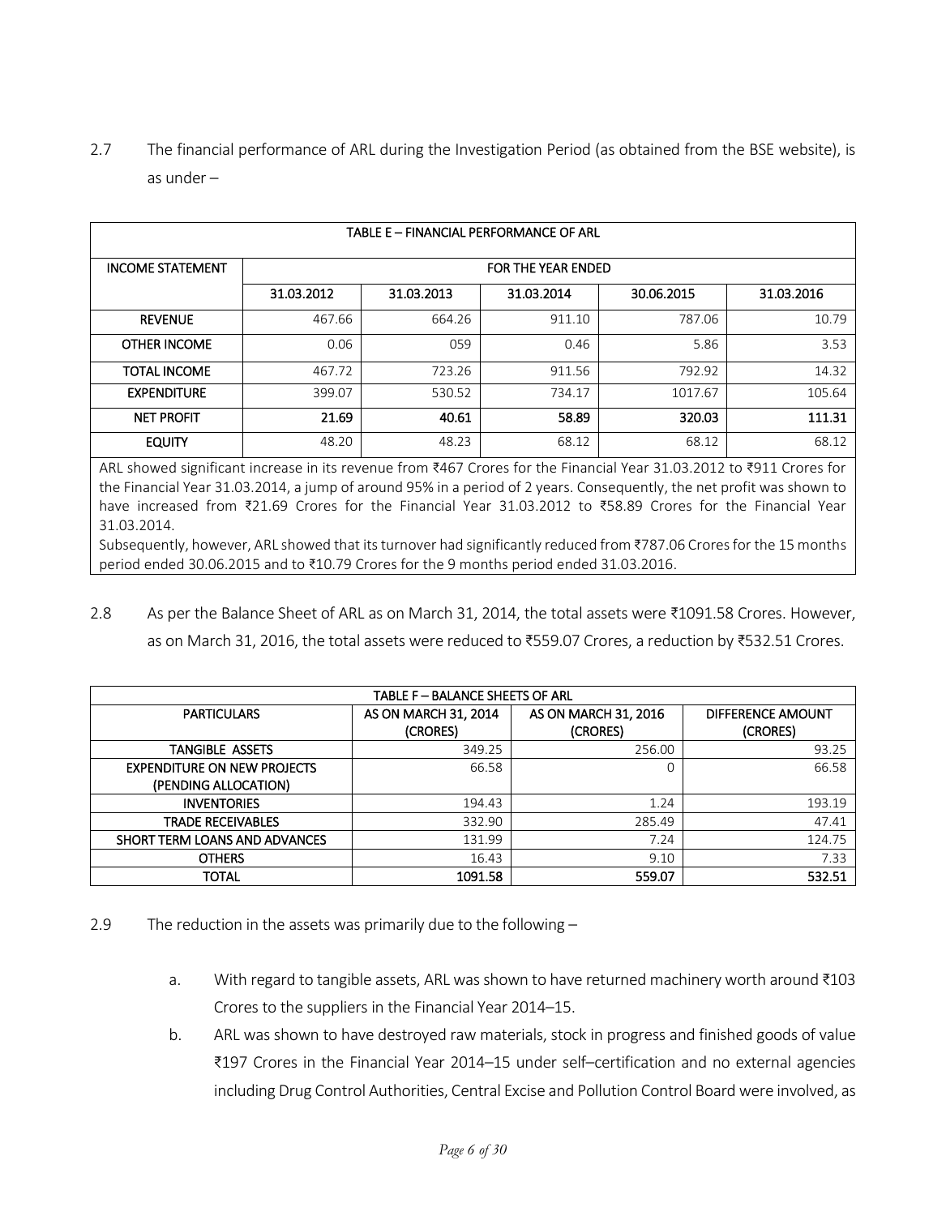2.7 The financial performance of ARL during the Investigation Period (as obtained from the BSE website), is as under –

| TABLE E – FINANCIAL PERFORMANCE OF ARL | | | | | |
|---|---|---|---|---|---|
| INCOME STATEMENT | FOR THE YEAR ENDED | | | | |
| | 31.03.2012 | 31.03.2013 | 31.03.2014 | 30.06.2015 | 31.03.2016 |
| REVENUE | 467.66 | 664.26 | 911.10 | 787.06 | 10.79 |
| OTHER INCOME | 0.06 | 059 | 0.46 | 5.86 | 3.53 |
| TOTAL INCOME | 467.72 | 723.26 | 911.56 | 792.92 | 14.32 |
| EXPENDITURE | 399.07 | 530.52 | 734.17 | 1017.67 | 105.64 |
| **NET PROFIT** | **21.69** | **40.61** | **58.89** | **320.03** | **111.31** |
| EQUITY | 48.20 | 48.23 | 68.12 | 68.12 | 68.12 |

ARL showed significant increase in its revenue from ₹467 Crores for the Financial Year 31.03.2012 to ₹911 Crores for the Financial Year 31.03.2014, a jump of around 95% in a period of 2 years. Consequently, the net profit was shown to have increased from ₹21.69 Crores for the Financial Year 31.03.2012 to ₹58.89 Crores for the Financial Year 31.03.2014.

Subsequently, however, ARL showed that its turnover had significantly reduced from ₹787.06 Crores for the 15 months period ended 30.06.2015 and to ₹10.79 Crores for the 9 months period ended 31.03.2016.

2.8 As per the Balance Sheet of ARL as on March 31, 2014, the total assets were ₹1091.58 Crores. However, as on March 31, 2016, the total assets were reduced to ₹559.07 Crores, a reduction by ₹532.51 Crores.

| TABLE F – BALANCE SHEETS OF ARL | | | |
|---|---|---|---|
| PARTICULARS | AS ON MARCH 31, 2014 (CRORES) | AS ON MARCH 31, 2016 (CRORES) | DIFFERENCE AMOUNT (CRORES) |
| TANGIBLE ASSETS | 349.25 | 256.00 | 93.25 |
| EXPENDITURE ON NEW PROJECTS (PENDING ALLOCATION) | 66.58 | 0 | 66.58 |
| INVENTORIES | 194.43 | 1.24 | 193.19 |
| TRADE RECEIVABLES | 332.90 | 285.49 | 47.41 |
| SHORT TERM LOANS AND ADVANCES | 131.99 | 7.24 | 124.75 |
| OTHERS | 16.43 | 9.10 | 7.33 |
| **TOTAL** | **1091.58** | **559.07** | **532.51** |

2.9 The reduction in the assets was primarily due to the following –

a. With regard to tangible assets, ARL was shown to have returned machinery worth around ₹103 Crores to the suppliers in the Financial Year 2014–15.

b. ARL was shown to have destroyed raw materials, stock in progress and finished goods of value ₹197 Crores in the Financial Year 2014–15 under self–certification and no external agencies including Drug Control Authorities, Central Excise and Pollution Control Board were involved, as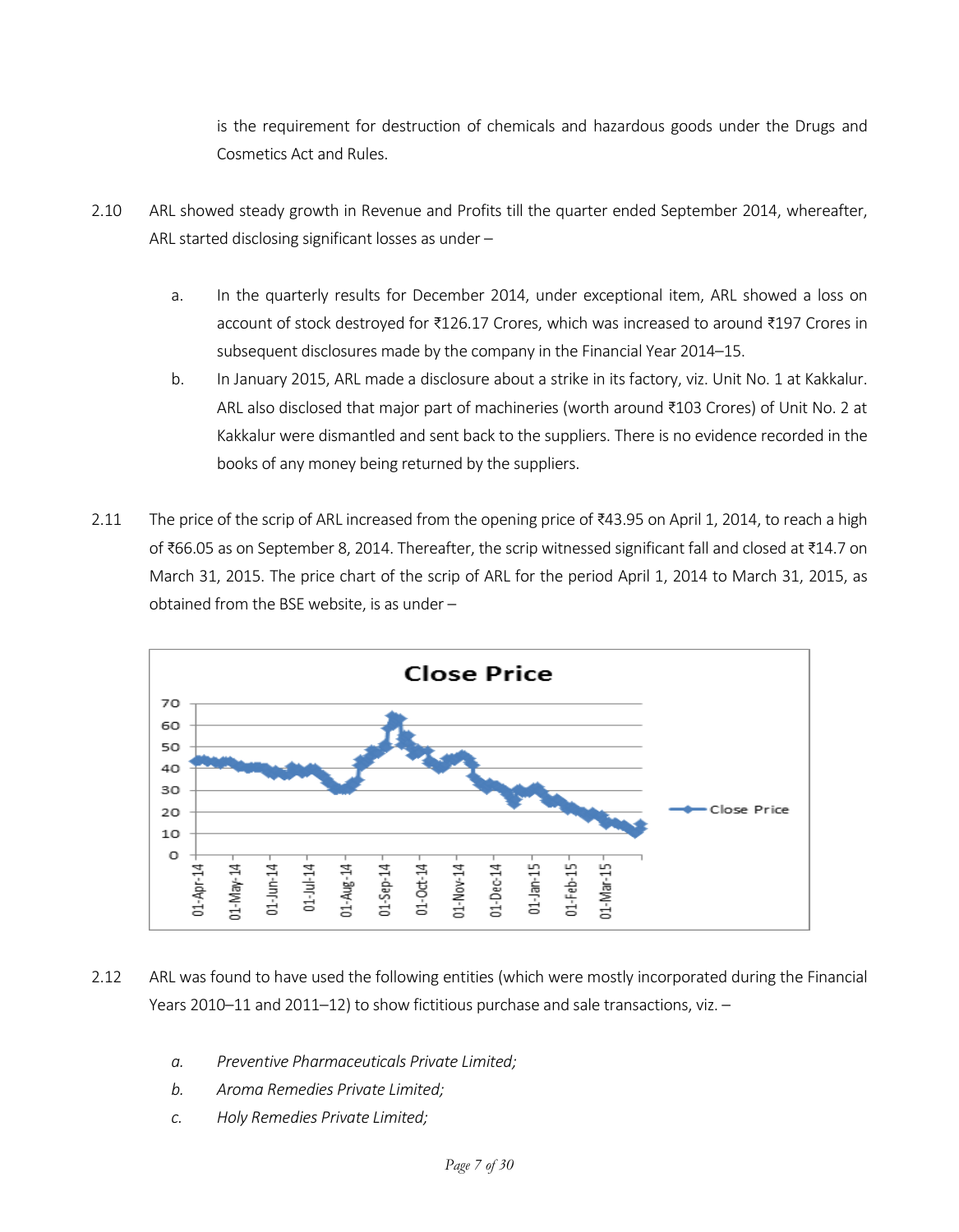is the requirement for destruction of chemicals and hazardous goods under the Drugs and Cosmetics Act and Rules.

2.10 ARL showed steady growth in Revenue and Profits till the quarter ended September 2014, whereafter, ARL started disclosing significant losses as under –

a. In the quarterly results for December 2014, under exceptional item, ARL showed a loss on account of stock destroyed for ₹126.17 Crores, which was increased to around ₹197 Crores in subsequent disclosures made by the company in the Financial Year 2014–15.

b. In January 2015, ARL made a disclosure about a strike in its factory, viz. Unit No. 1 at Kakkalur. ARL also disclosed that major part of machineries (worth around ₹103 Crores) of Unit No. 2 at Kakkalur were dismantled and sent back to the suppliers. There is no evidence recorded in the books of any money being returned by the suppliers.

2.11 The price of the scrip of ARL increased from the opening price of ₹43.95 on April 1, 2014, to reach a high of ₹66.05 as on September 8, 2014. Thereafter, the scrip witnessed significant fall and closed at ₹14.7 on March 31, 2015. The price chart of the scrip of ARL for the period April 1, 2014 to March 31, 2015, as obtained from the BSE website, is as under –

2.12 ARL was found to have used the following entities (which were mostly incorporated during the Financial Years 2010–11 and 2011–12) to show fictitious purchase and sale transactions, viz. –

*a. Preventive Pharmaceuticals Private Limited;*

*b. Aroma Remedies Private Limited;*

*c. Holy Remedies Private Limited;*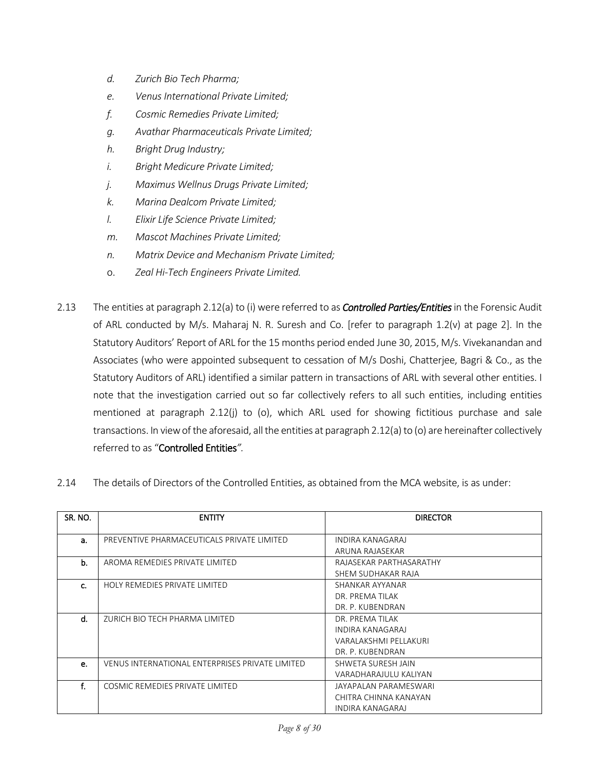d. *Zurich Bio Tech Pharma;*

e. *Venus International Private Limited;*

f. *Cosmic Remedies Private Limited;*

g. *Avathar Pharmaceuticals Private Limited;*

h. *Bright Drug Industry;*

i. *Bright Medicure Private Limited;*

j. *Maximus Wellnus Drugs Private Limited;*

k. *Marina Dealcom Private Limited;*

l. *Elixir Life Science Private Limited;*

m. *Mascot Machines Private Limited;*

n. *Matrix Device and Mechanism Private Limited;*

o. *Zeal Hi-Tech Engineers Private Limited.*

2.13 The entities at paragraph 2.12(a) to (i) were referred to as ***Controlled Parties/Entities*** in the Forensic Audit of ARL conducted by M/s. Maharaj N. R. Suresh and Co. [refer to paragraph 1.2(v) at page 2]. In the Statutory Auditors' Report of ARL for the 15 months period ended June 30, 2015, M/s. Vivekanandan and Associates (who were appointed subsequent to cessation of M/s Doshi, Chatterjee, Bagri & Co., as the Statutory Auditors of ARL) identified a similar pattern in transactions of ARL with several other entities. I note that the investigation carried out so far collectively refers to all such entities, including entities mentioned at paragraph 2.12(j) to (o), which ARL used for showing fictitious purchase and sale transactions. In view of the aforesaid, all the entities at paragraph 2.12(a) to (o) are hereinafter collectively referred to as "**Controlled Entities**".

2.14 The details of Directors of the Controlled Entities, as obtained from the MCA website, is as under:

| SR. NO. | ENTITY | DIRECTOR |
|---|---|---|
| a. | PREVENTIVE PHARMACEUTICALS PRIVATE LIMITED | INDIRA KANAGARAJ<br>ARUNA RAJASEKAR |
| b. | AROMA REMEDIES PRIVATE LIMITED | RAJASEKAR PARTHASARATHY<br>SHEM SUDHAKAR RAJA |
| c. | HOLY REMEDIES PRIVATE LIMITED | SHANKAR AYYANAR<br>DR. PREMA TILAK<br>DR. P. KUBENDRAN |
| d. | ZURICH BIO TECH PHARMA LIMITED | DR. PREMA TILAK<br>INDIRA KANAGARAJ<br>VARALAKSHMI PELLAKURI<br>DR. P. KUBENDRAN |
| e. | VENUS INTERNATIONAL ENTERPRISES PRIVATE LIMITED | SHWETA SURESH JAIN<br>VARADHARAJULU KALIYAN |
| f. | COSMIC REMEDIES PRIVATE LIMITED | JAYAPALAN PARAMESWARI<br>CHITRA CHINNA KANAYAN<br>INDIRA KANAGARAJ |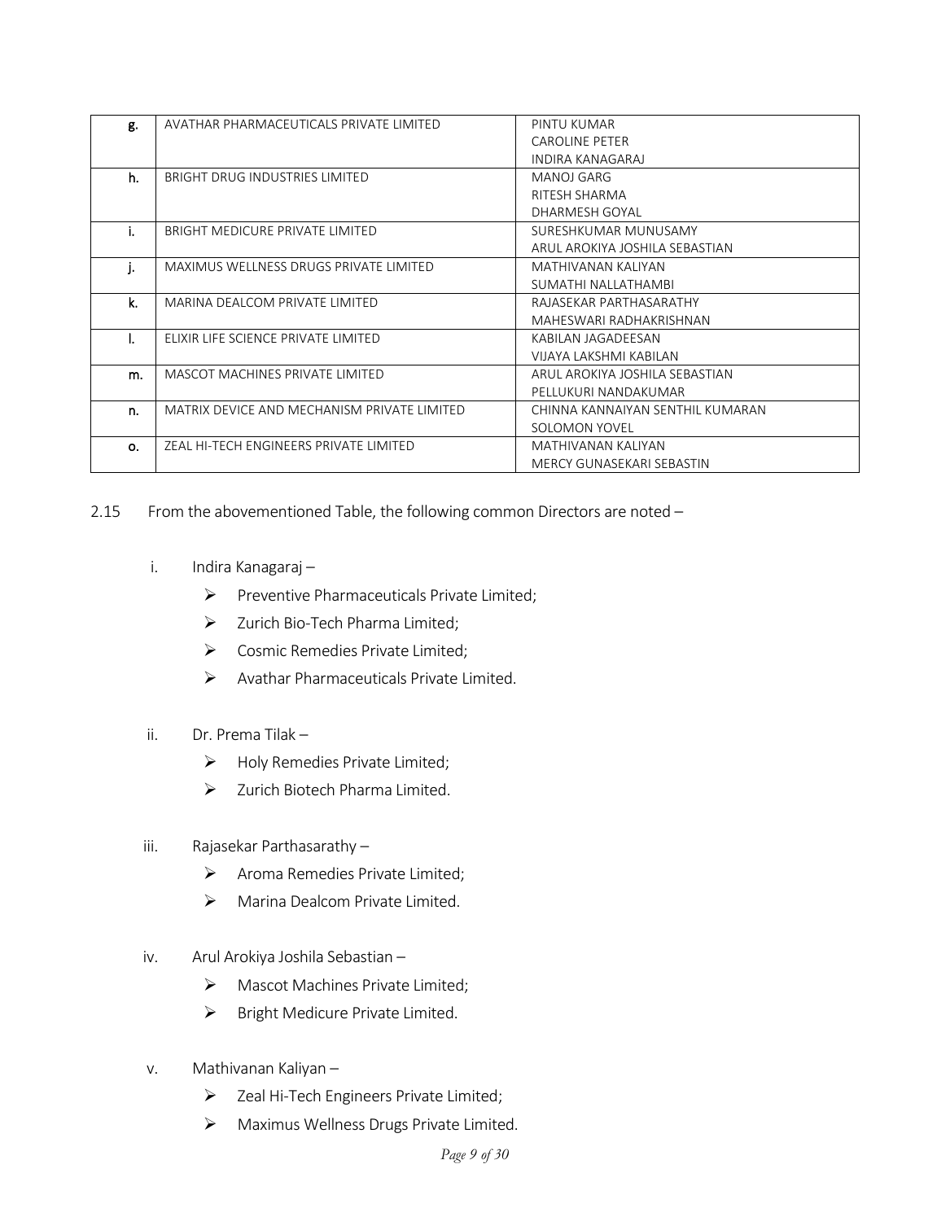| | | |
|---|---|---|
| **g.** | AVATHAR PHARMACEUTICALS PRIVATE LIMITED | PINTU KUMAR<br>CAROLINE PETER<br>INDIRA KANAGARAJ |
| **h.** | BRIGHT DRUG INDUSTRIES LIMITED | MANOJ GARG<br>RITESH SHARMA<br>DHARMESH GOYAL |
| **i.** | BRIGHT MEDICURE PRIVATE LIMITED | SURESHKUMAR MUNUSAMY<br>ARUL AROKIYA JOSHILA SEBASTIAN |
| **j.** | MAXIMUS WELLNESS DRUGS PRIVATE LIMITED | MATHIVANAN KALIYAN<br>SUMATHI NALLATHAMBI |
| **k.** | MARINA DEALCOM PRIVATE LIMITED | RAJASEKAR PARTHASARATHY<br>MAHESWARI RADHAKRISHNAN |
| **l.** | ELIXIR LIFE SCIENCE PRIVATE LIMITED | KABILAN JAGADEESAN<br>VIJAYA LAKSHMI KABILAN |
| **m.** | MASCOT MACHINES PRIVATE LIMITED | ARUL AROKIYA JOSHILA SEBASTIAN<br>PELLUKURI NANDAKUMAR |
| **n.** | MATRIX DEVICE AND MECHANISM PRIVATE LIMITED | CHINNA KANNAIYAN SENTHIL KUMARAN<br>SOLOMON YOVEL |
| **o.** | ZEAL HI-TECH ENGINEERS PRIVATE LIMITED | MATHIVANAN KALIYAN<br>MERCY GUNASEKARI SEBASTIN |

2.15 From the abovementioned Table, the following common Directors are noted –

i. Indira Kanagaraj –
   - Preventive Pharmaceuticals Private Limited;
   - Zurich Bio-Tech Pharma Limited;
   - Cosmic Remedies Private Limited;
   - Avathar Pharmaceuticals Private Limited.

ii. Dr. Prema Tilak –
   - Holy Remedies Private Limited;
   - Zurich Biotech Pharma Limited.

iii. Rajasekar Parthasarathy –
   - Aroma Remedies Private Limited;
   - Marina Dealcom Private Limited.

iv. Arul Arokiya Joshila Sebastian –
   - Mascot Machines Private Limited;
   - Bright Medicure Private Limited.

v. Mathivanan Kaliyan –
   - Zeal Hi-Tech Engineers Private Limited;
   - Maximus Wellness Drugs Private Limited.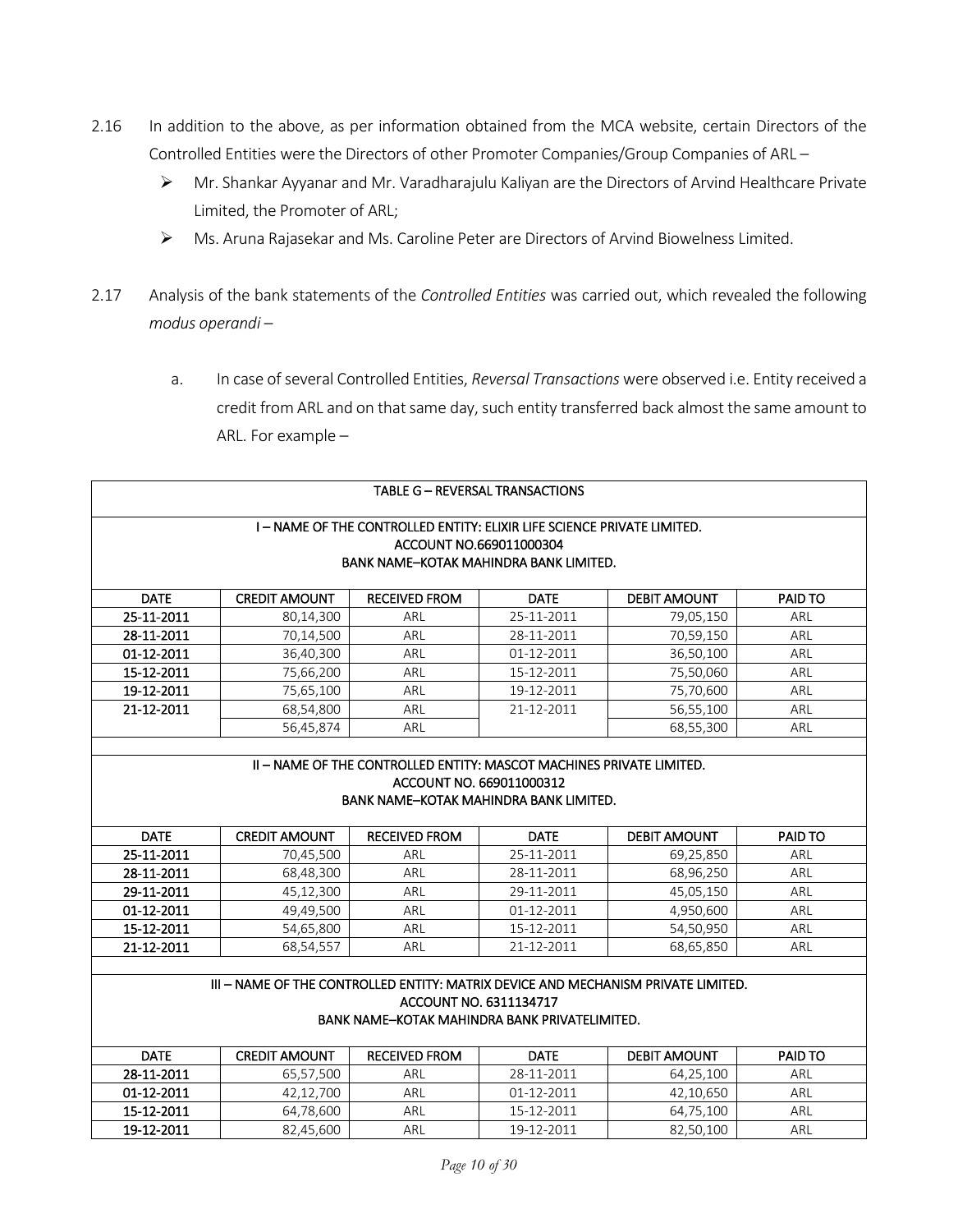2.16 In addition to the above, as per information obtained from the MCA website, certain Directors of the Controlled Entities were the Directors of other Promoter Companies/Group Companies of ARL –

- Mr. Shankar Ayyanar and Mr. Varadharajulu Kaliyan are the Directors of Arvind Healthcare Private Limited, the Promoter of ARL;
- Ms. Aruna Rajasekar and Ms. Caroline Peter are Directors of Arvind Biowelness Limited.

2.17 Analysis of the bank statements of the *Controlled Entities* was carried out, which revealed the following *modus operandi* –

a. In case of several Controlled Entities, *Reversal Transactions* were observed i.e. Entity received a credit from ARL and on that same day, such entity transferred back almost the same amount to ARL. For example –

**TABLE G – REVERSAL TRANSACTIONS**

**I – NAME OF THE CONTROLLED ENTITY: ELIXIR LIFE SCIENCE PRIVATE LIMITED.**
**ACCOUNT NO.669011000304**
**BANK NAME–KOTAK MAHINDRA BANK LIMITED.**

| DATE | CREDIT AMOUNT | RECEIVED FROM | DATE | DEBIT AMOUNT | PAID TO |
|---|---|---|---|---|---|
| 25-11-2011 | 80,14,300 | ARL | 25-11-2011 | 79,05,150 | ARL |
| 28-11-2011 | 70,14,500 | ARL | 28-11-2011 | 70,59,150 | ARL |
| 01-12-2011 | 36,40,300 | ARL | 01-12-2011 | 36,50,100 | ARL |
| 15-12-2011 | 75,66,200 | ARL | 15-12-2011 | 75,50,060 | ARL |
| 19-12-2011 | 75,65,100 | ARL | 19-12-2011 | 75,70,600 | ARL |
| 21-12-2011 | 68,54,800 | ARL | 21-12-2011 | 56,55,100 | ARL |
| | 56,45,874 | ARL | | 68,55,300 | ARL |

**II – NAME OF THE CONTROLLED ENTITY: MASCOT MACHINES PRIVATE LIMITED.**
**ACCOUNT NO. 669011000312**
**BANK NAME–KOTAK MAHINDRA BANK LIMITED.**

| DATE | CREDIT AMOUNT | RECEIVED FROM | DATE | DEBIT AMOUNT | PAID TO |
|---|---|---|---|---|---|
| 25-11-2011 | 70,45,500 | ARL | 25-11-2011 | 69,25,850 | ARL |
| 28-11-2011 | 68,48,300 | ARL | 28-11-2011 | 68,96,250 | ARL |
| 29-11-2011 | 45,12,300 | ARL | 29-11-2011 | 45,05,150 | ARL |
| 01-12-2011 | 49,49,500 | ARL | 01-12-2011 | 4,950,600 | ARL |
| 15-12-2011 | 54,65,800 | ARL | 15-12-2011 | 54,50,950 | ARL |
| 21-12-2011 | 68,54,557 | ARL | 21-12-2011 | 68,65,850 | ARL |

**III – NAME OF THE CONTROLLED ENTITY: MATRIX DEVICE AND MECHANISM PRIVATE LIMITED.**
**ACCOUNT NO. 6311134717**
**BANK NAME–KOTAK MAHINDRA BANK PRIVATELIMITED.**

| DATE | CREDIT AMOUNT | RECEIVED FROM | DATE | DEBIT AMOUNT | PAID TO |
|---|---|---|---|---|---|
| 28-11-2011 | 65,57,500 | ARL | 28-11-2011 | 64,25,100 | ARL |
| 01-12-2011 | 42,12,700 | ARL | 01-12-2011 | 42,10,650 | ARL |
| 15-12-2011 | 64,78,600 | ARL | 15-12-2011 | 64,75,100 | ARL |
| 19-12-2011 | 82,45,600 | ARL | 19-12-2011 | 82,50,100 | ARL |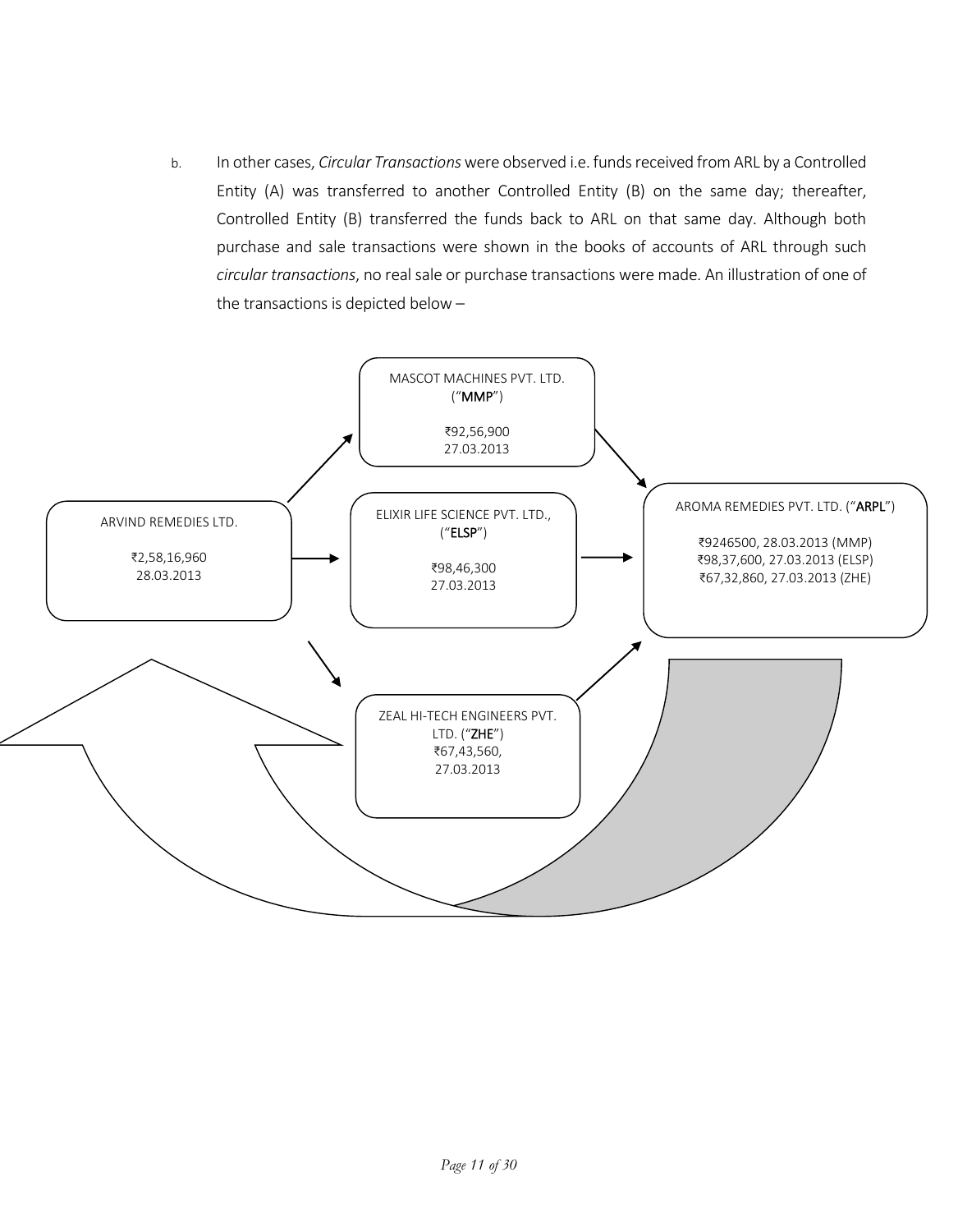b. In other cases, *Circular Transactions* were observed i.e. funds received from ARL by a Controlled Entity (A) was transferred to another Controlled Entity (B) on the same day; thereafter, Controlled Entity (B) transferred the funds back to ARL on that same day. Although both purchase and sale transactions were shown in the books of accounts of ARL through such *circular transactions*, no real sale or purchase transactions were made. An illustration of one of the transactions is depicted below –

ARVIND REMEDIES LTD.

₹2,58,16,960
28.03.2013

MASCOT MACHINES PVT. LTD. ("**MMP**")

₹92,56,900
27.03.2013

ELIXIR LIFE SCIENCE PVT. LTD., ("**ELSP**")

₹98,46,300
27.03.2013

ZEAL HI-TECH ENGINEERS PVT. LTD. ("**ZHE**")
₹67,43,560,
27.03.2013

AROMA REMEDIES PVT. LTD. ("**ARPL**")

₹9246500, 28.03.2013 (MMP)
₹98,37,600, 27.03.2013 (ELSP)
₹67,32,860, 27.03.2013 (ZHE)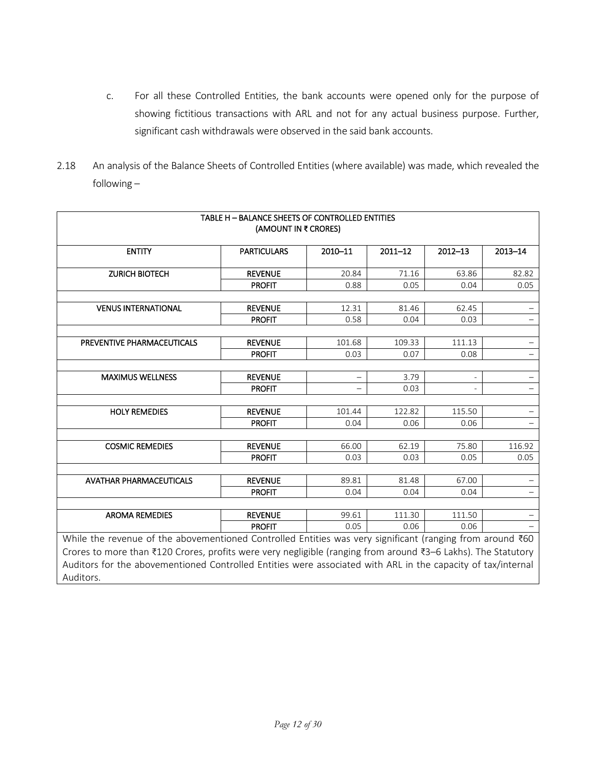c. For all these Controlled Entities, the bank accounts were opened only for the purpose of showing fictitious transactions with ARL and not for any actual business purpose. Further, significant cash withdrawals were observed in the said bank accounts.

2.18 An analysis of the Balance Sheets of Controlled Entities (where available) was made, which revealed the following –

**TABLE H – BALANCE SHEETS OF CONTROLLED ENTITIES (AMOUNT IN ₹ CRORES)**

| ENTITY | PARTICULARS | 2010–11 | 2011–12 | 2012–13 | 2013–14 |
|---|---|---|---|---|---|
| ZURICH BIOTECH | REVENUE | 20.84 | 71.16 | 63.86 | 82.82 |
| | PROFIT | 0.88 | 0.05 | 0.04 | 0.05 |
| VENUS INTERNATIONAL | REVENUE | 12.31 | 81.46 | 62.45 | – |
| | PROFIT | 0.58 | 0.04 | 0.03 | – |
| PREVENTIVE PHARMACEUTICALS | REVENUE | 101.68 | 109.33 | 111.13 | – |
| | PROFIT | 0.03 | 0.07 | 0.08 | – |
| MAXIMUS WELLNESS | REVENUE | – | 3.79 | - | – |
| | PROFIT | – | 0.03 | - | – |
| HOLY REMEDIES | REVENUE | 101.44 | 122.82 | 115.50 | – |
| | PROFIT | 0.04 | 0.06 | 0.06 | – |
| COSMIC REMEDIES | REVENUE | 66.00 | 62.19 | 75.80 | 116.92 |
| | PROFIT | 0.03 | 0.03 | 0.05 | 0.05 |
| AVATHAR PHARMACEUTICALS | REVENUE | 89.81 | 81.48 | 67.00 | – |
| | PROFIT | 0.04 | 0.04 | 0.04 | – |
| AROMA REMEDIES | REVENUE | 99.61 | 111.30 | 111.50 | – |
| | PROFIT | 0.05 | 0.06 | 0.06 | – |

While the revenue of the abovementioned Controlled Entities was very significant (ranging from around ₹60 Crores to more than ₹120 Crores, profits were very negligible (ranging from around ₹3–6 Lakhs). The Statutory Auditors for the abovementioned Controlled Entities were associated with ARL in the capacity of tax/internal Auditors.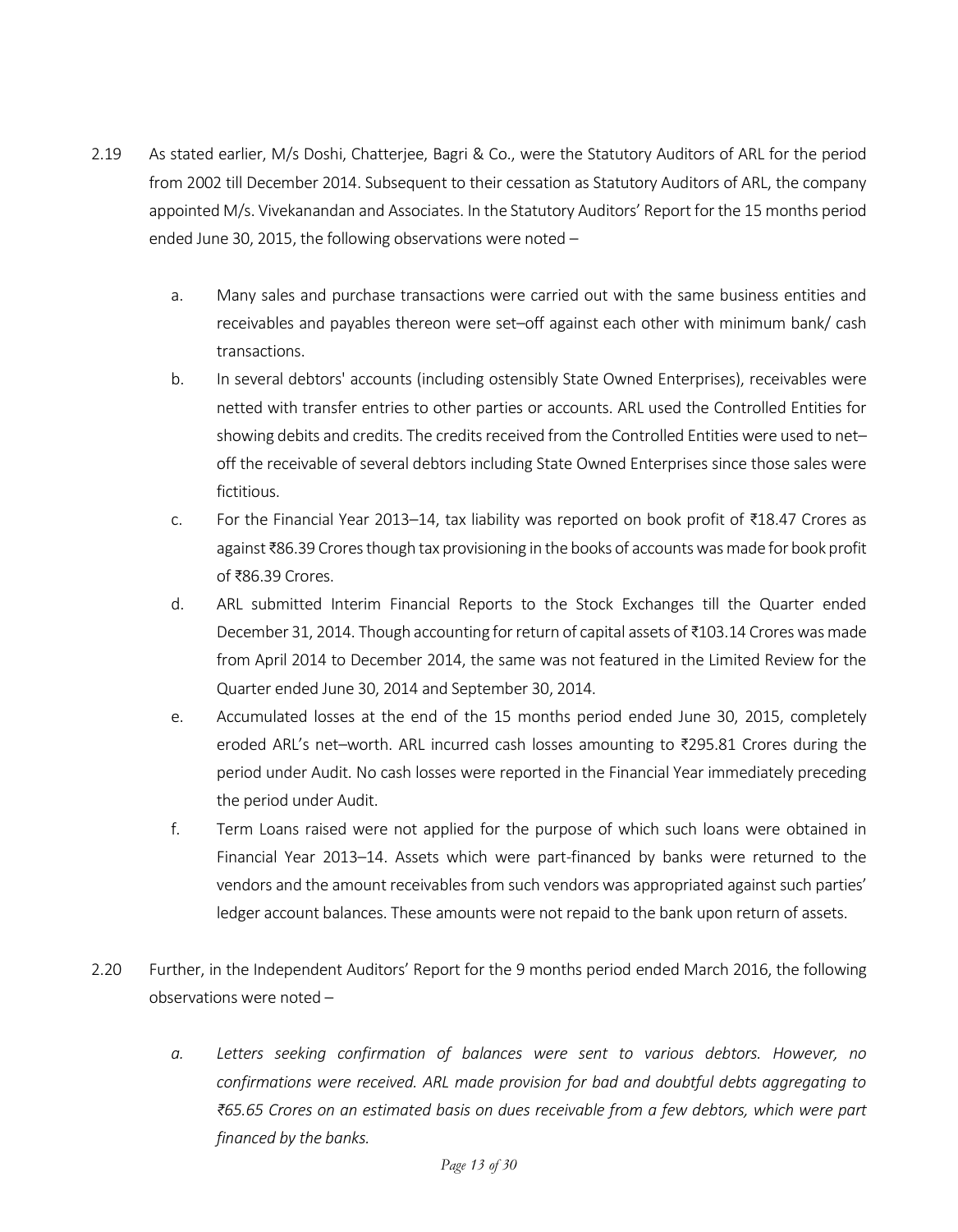2.19 As stated earlier, M/s Doshi, Chatterjee, Bagri & Co., were the Statutory Auditors of ARL for the period from 2002 till December 2014. Subsequent to their cessation as Statutory Auditors of ARL, the company appointed M/s. Vivekanandan and Associates. In the Statutory Auditors' Report for the 15 months period ended June 30, 2015, the following observations were noted –

   a. Many sales and purchase transactions were carried out with the same business entities and receivables and payables thereon were set–off against each other with minimum bank/ cash transactions.

   b. In several debtors' accounts (including ostensibly State Owned Enterprises), receivables were netted with transfer entries to other parties or accounts. ARL used the Controlled Entities for showing debits and credits. The credits received from the Controlled Entities were used to net–off the receivable of several debtors including State Owned Enterprises since those sales were fictitious.

   c. For the Financial Year 2013–14, tax liability was reported on book profit of ₹18.47 Crores as against ₹86.39 Crores though tax provisioning in the books of accounts was made for book profit of ₹86.39 Crores.

   d. ARL submitted Interim Financial Reports to the Stock Exchanges till the Quarter ended December 31, 2014. Though accounting for return of capital assets of ₹103.14 Crores was made from April 2014 to December 2014, the same was not featured in the Limited Review for the Quarter ended June 30, 2014 and September 30, 2014.

   e. Accumulated losses at the end of the 15 months period ended June 30, 2015, completely eroded ARL's net–worth. ARL incurred cash losses amounting to ₹295.81 Crores during the period under Audit. No cash losses were reported in the Financial Year immediately preceding the period under Audit.

   f. Term Loans raised were not applied for the purpose of which such loans were obtained in Financial Year 2013–14. Assets which were part-financed by banks were returned to the vendors and the amount receivables from such vendors was appropriated against such parties' ledger account balances. These amounts were not repaid to the bank upon return of assets.

2.20 Further, in the Independent Auditors' Report for the 9 months period ended March 2016, the following observations were noted –

   *a. Letters seeking confirmation of balances were sent to various debtors. However, no confirmations were received. ARL made provision for bad and doubtful debts aggregating to ₹65.65 Crores on an estimated basis on dues receivable from a few debtors, which were part financed by the banks.*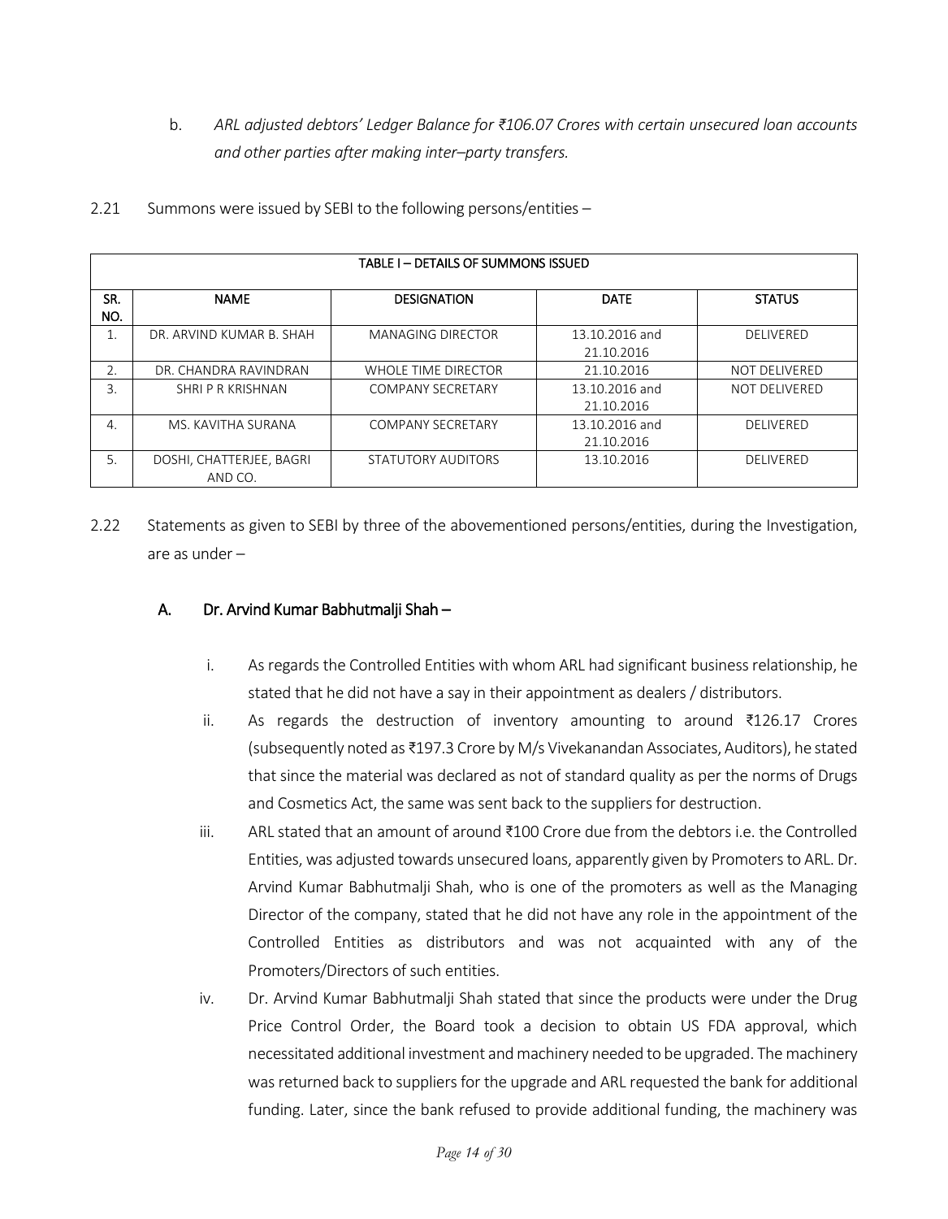b. *ARL adjusted debtors' Ledger Balance for ₹106.07 Crores with certain unsecured loan accounts and other parties after making inter–party transfers.*

2.21 Summons were issued by SEBI to the following persons/entities –

| TABLE I – DETAILS OF SUMMONS ISSUED | | | | |
|---|---|---|---|---|
| SR. NO. | NAME | DESIGNATION | DATE | STATUS |
| 1. | DR. ARVIND KUMAR B. SHAH | MANAGING DIRECTOR | 13.10.2016 and 21.10.2016 | DELIVERED |
| 2. | DR. CHANDRA RAVINDRAN | WHOLE TIME DIRECTOR | 21.10.2016 | NOT DELIVERED |
| 3. | SHRI P R KRISHNAN | COMPANY SECRETARY | 13.10.2016 and 21.10.2016 | NOT DELIVERED |
| 4. | MS. KAVITHA SURANA | COMPANY SECRETARY | 13.10.2016 and 21.10.2016 | DELIVERED |
| 5. | DOSHI, CHATTERJEE, BAGRI AND CO. | STATUTORY AUDITORS | 13.10.2016 | DELIVERED |

2.22 Statements as given to SEBI by three of the abovementioned persons/entities, during the Investigation, are as under –

**A. Dr. Arvind Kumar Babhutmalji Shah –**

i. As regards the Controlled Entities with whom ARL had significant business relationship, he stated that he did not have a say in their appointment as dealers / distributors.

ii. As regards the destruction of inventory amounting to around ₹126.17 Crores (subsequently noted as ₹197.3 Crore by M/s Vivekanandan Associates, Auditors), he stated that since the material was declared as not of standard quality as per the norms of Drugs and Cosmetics Act, the same was sent back to the suppliers for destruction.

iii. ARL stated that an amount of around ₹100 Crore due from the debtors i.e. the Controlled Entities, was adjusted towards unsecured loans, apparently given by Promoters to ARL. Dr. Arvind Kumar Babhutmalji Shah, who is one of the promoters as well as the Managing Director of the company, stated that he did not have any role in the appointment of the Controlled Entities as distributors and was not acquainted with any of the Promoters/Directors of such entities.

iv. Dr. Arvind Kumar Babhutmalji Shah stated that since the products were under the Drug Price Control Order, the Board took a decision to obtain US FDA approval, which necessitated additional investment and machinery needed to be upgraded. The machinery was returned back to suppliers for the upgrade and ARL requested the bank for additional funding. Later, since the bank refused to provide additional funding, the machinery was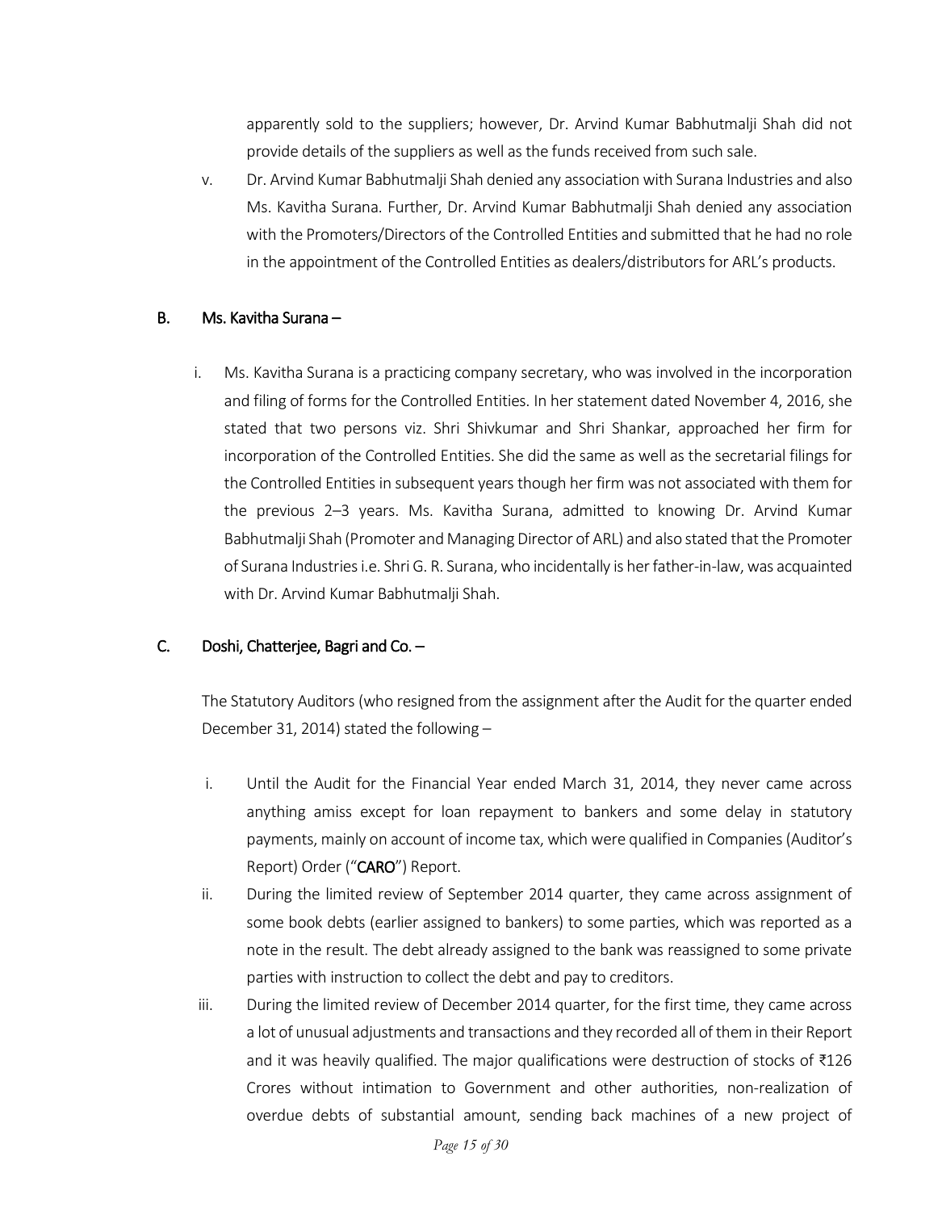apparently sold to the suppliers; however, Dr. Arvind Kumar Babhutmalji Shah did not provide details of the suppliers as well as the funds received from such sale.

v. Dr. Arvind Kumar Babhutmalji Shah denied any association with Surana Industries and also Ms. Kavitha Surana. Further, Dr. Arvind Kumar Babhutmalji Shah denied any association with the Promoters/Directors of the Controlled Entities and submitted that he had no role in the appointment of the Controlled Entities as dealers/distributors for ARL's products.

**B. Ms. Kavitha Surana –**

i. Ms. Kavitha Surana is a practicing company secretary, who was involved in the incorporation and filing of forms for the Controlled Entities. In her statement dated November 4, 2016, she stated that two persons viz. Shri Shivkumar and Shri Shankar, approached her firm for incorporation of the Controlled Entities. She did the same as well as the secretarial filings for the Controlled Entities in subsequent years though her firm was not associated with them for the previous 2–3 years. Ms. Kavitha Surana, admitted to knowing Dr. Arvind Kumar Babhutmalji Shah (Promoter and Managing Director of ARL) and also stated that the Promoter of Surana Industries i.e. Shri G. R. Surana, who incidentally is her father-in-law, was acquainted with Dr. Arvind Kumar Babhutmalji Shah.

**C. Doshi, Chatterjee, Bagri and Co. –**

The Statutory Auditors (who resigned from the assignment after the Audit for the quarter ended December 31, 2014) stated the following –

i. Until the Audit for the Financial Year ended March 31, 2014, they never came across anything amiss except for loan repayment to bankers and some delay in statutory payments, mainly on account of income tax, which were qualified in Companies (Auditor's Report) Order ("**CARO**") Report.

ii. During the limited review of September 2014 quarter, they came across assignment of some book debts (earlier assigned to bankers) to some parties, which was reported as a note in the result. The debt already assigned to the bank was reassigned to some private parties with instruction to collect the debt and pay to creditors.

iii. During the limited review of December 2014 quarter, for the first time, they came across a lot of unusual adjustments and transactions and they recorded all of them in their Report and it was heavily qualified. The major qualifications were destruction of stocks of ₹126 Crores without intimation to Government and other authorities, non-realization of overdue debts of substantial amount, sending back machines of a new project of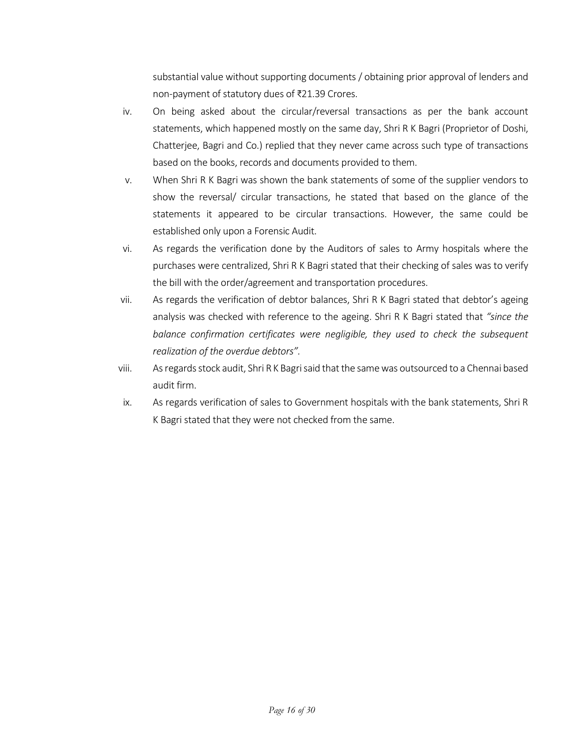substantial value without supporting documents / obtaining prior approval of lenders and non-payment of statutory dues of ₹21.39 Crores.

iv. On being asked about the circular/reversal transactions as per the bank account statements, which happened mostly on the same day, Shri R K Bagri (Proprietor of Doshi, Chatterjee, Bagri and Co.) replied that they never came across such type of transactions based on the books, records and documents provided to them.

v. When Shri R K Bagri was shown the bank statements of some of the supplier vendors to show the reversal/ circular transactions, he stated that based on the glance of the statements it appeared to be circular transactions. However, the same could be established only upon a Forensic Audit.

vi. As regards the verification done by the Auditors of sales to Army hospitals where the purchases were centralized, Shri R K Bagri stated that their checking of sales was to verify the bill with the order/agreement and transportation procedures.

vii. As regards the verification of debtor balances, Shri R K Bagri stated that debtor's ageing analysis was checked with reference to the ageing. Shri R K Bagri stated that *"since the balance confirmation certificates were negligible, they used to check the subsequent realization of the overdue debtors".*

viii. As regards stock audit, Shri R K Bagri said that the same was outsourced to a Chennai based audit firm.

ix. As regards verification of sales to Government hospitals with the bank statements, Shri R K Bagri stated that they were not checked from the same.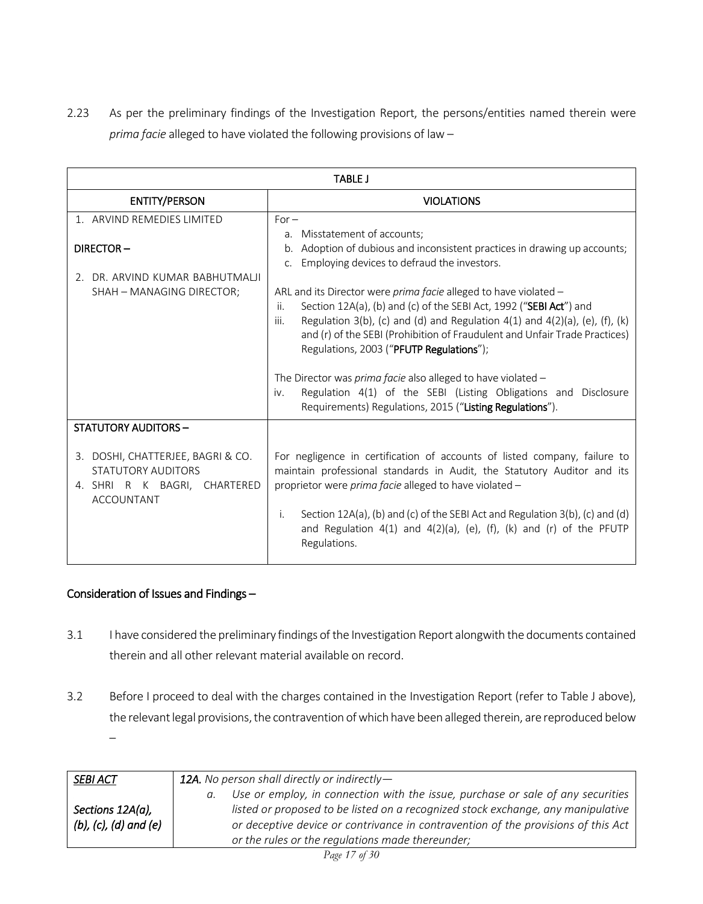2.23 As per the preliminary findings of the Investigation Report, the persons/entities named therein were *prima facie* alleged to have violated the following provisions of law –

| TABLE J | |
|---|---|
| **ENTITY/PERSON** | **VIOLATIONS** |
| 1. ARVIND REMEDIES LIMITED<br><br>**DIRECTOR –**<br><br>2. DR. ARVIND KUMAR BABHUTMALJI SHAH – MANAGING DIRECTOR; | For –<br>a. Misstatement of accounts;<br>b. Adoption of dubious and inconsistent practices in drawing up accounts;<br>c. Employing devices to defraud the investors.<br><br>ARL and its Director were *prima facie* alleged to have violated –<br>ii. Section 12A(a), (b) and (c) of the SEBI Act, 1992 ("**SEBI Act**") and<br>iii. Regulation 3(b), (c) and (d) and Regulation 4(1) and 4(2)(a), (e), (f), (k) and (r) of the SEBI (Prohibition of Fraudulent and Unfair Trade Practices) Regulations, 2003 ("**PFUTP Regulations**");<br><br>The Director was *prima facie* also alleged to have violated –<br>iv. Regulation 4(1) of the SEBI (Listing Obligations and Disclosure Requirements) Regulations, 2015 ("**Listing Regulations**"). |
| **STATUTORY AUDITORS –**<br><br>3. DOSHI, CHATTERJEE, BAGRI & CO. STATUTORY AUDITORS<br>4. SHRI R K BAGRI, CHARTERED ACCOUNTANT | For negligence in certification of accounts of listed company, failure to maintain professional standards in Audit, the Statutory Auditor and its proprietor were *prima facie* alleged to have violated –<br><br>i. Section 12A(a), (b) and (c) of the SEBI Act and Regulation 3(b), (c) and (d) and Regulation 4(1) and 4(2)(a), (e), (f), (k) and (r) of the PFUTP Regulations. |

## Consideration of Issues and Findings –

3.1 I have considered the preliminary findings of the Investigation Report alongwith the documents contained therein and all other relevant material available on record.

3.2 Before I proceed to deal with the charges contained in the Investigation Report (refer to Table J above), the relevant legal provisions, the contravention of which have been alleged therein, are reproduced below –

| ***SEBI ACT***<br><br>***Sections 12A(a), (b), (c), (d) and (e)*** | ***12A.** No person shall directly or indirectly—*<br>*a. Use or employ, in connection with the issue, purchase or sale of any securities listed or proposed to be listed on a recognized stock exchange, any manipulative or deceptive device or contrivance in contravention of the provisions of this Act or the rules or the regulations made thereunder;* |
|---|---|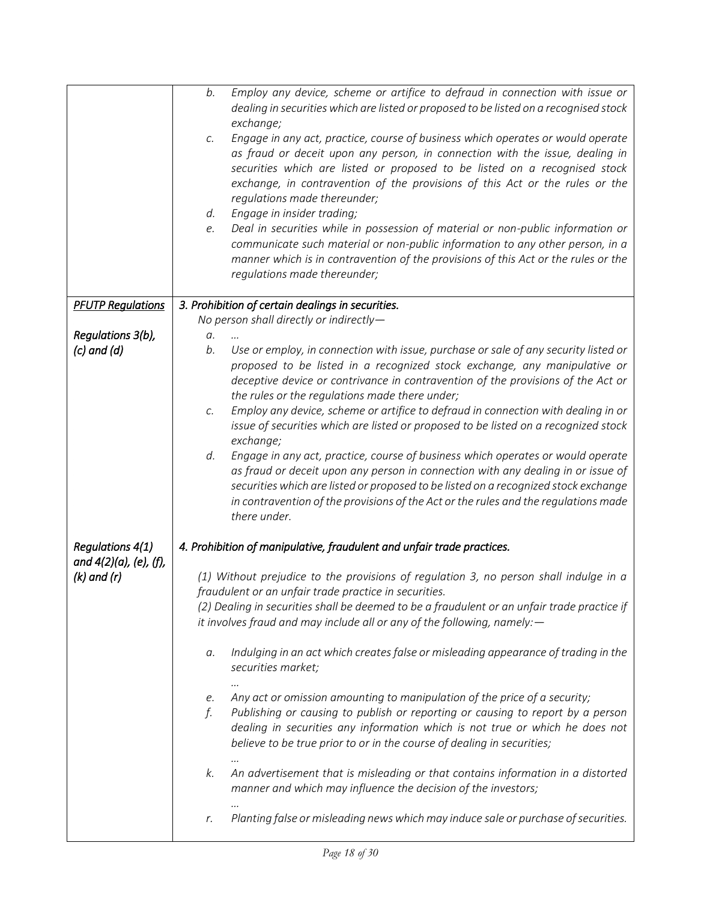| | |
|---|---|
| | b. *Employ any device, scheme or artifice to defraud in connection with issue or dealing in securities which are listed or proposed to be listed on a recognised stock exchange;*<br>c. *Engage in any act, practice, course of business which operates or would operate as fraud or deceit upon any person, in connection with the issue, dealing in securities which are listed or proposed to be listed on a recognised stock exchange, in contravention of the provisions of this Act or the rules or the regulations made thereunder;*<br>d. *Engage in insider trading;*<br>e. *Deal in securities while in possession of material or non-public information or communicate such material or non-public information to any other person, in a manner which is in contravention of the provisions of this Act or the rules or the regulations made thereunder;* |
| ***PFUTP Regulations***<br><br>*Regulations 3(b), (c) and (d)* | ***3. Prohibition of certain dealings in securities.***<br>*No person shall directly or indirectly—*<br>a. *…*<br>b. *Use or employ, in connection with issue, purchase or sale of any security listed or proposed to be listed in a recognized stock exchange, any manipulative or deceptive device or contrivance in contravention of the provisions of the Act or the rules or the regulations made there under;*<br>c. *Employ any device, scheme or artifice to defraud in connection with dealing in or issue of securities which are listed or proposed to be listed on a recognized stock exchange;*<br>d. *Engage in any act, practice, course of business which operates or would operate as fraud or deceit upon any person in connection with any dealing in or issue of securities which are listed or proposed to be listed on a recognized stock exchange in contravention of the provisions of the Act or the rules and the regulations made there under.* |
| *Regulations 4(1) and 4(2)(a), (e), (f), (k) and (r)* | ***4. Prohibition of manipulative, fraudulent and unfair trade practices.***<br><br>*(1) Without prejudice to the provisions of regulation 3, no person shall indulge in a fraudulent or an unfair trade practice in securities.*<br>*(2) Dealing in securities shall be deemed to be a fraudulent or an unfair trade practice if it involves fraud and may include all or any of the following, namely:—*<br><br>a. *Indulging in an act which creates false or misleading appearance of trading in the securities market;*<br>*…*<br>e. *Any act or omission amounting to manipulation of the price of a security;*<br>f. *Publishing or causing to publish or reporting or causing to report by a person dealing in securities any information which is not true or which he does not believe to be true prior to or in the course of dealing in securities;*<br>*…*<br>k. *An advertisement that is misleading or that contains information in a distorted manner and which may influence the decision of the investors;*<br>*…*<br>r. *Planting false or misleading news which may induce sale or purchase of securities.* |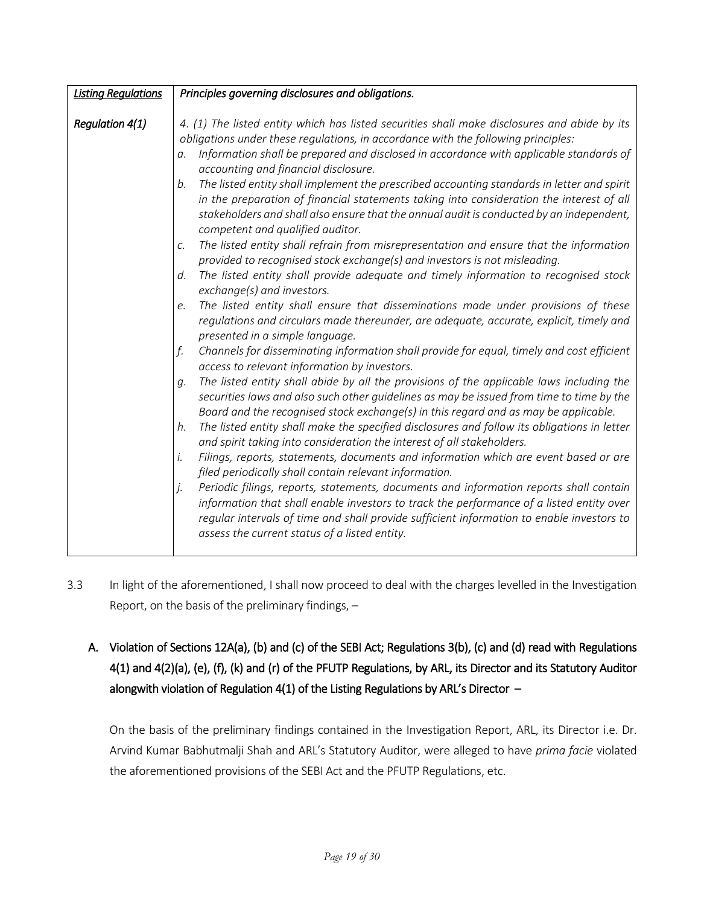| *Listing Regulations* | *Principles governing disclosures and obligations.* |
|---|---|
| ***Regulation 4(1)*** | *4. (1) The listed entity which has listed securities shall make disclosures and abide by its obligations under these regulations, in accordance with the following principles:*<br>*a. Information shall be prepared and disclosed in accordance with applicable standards of accounting and financial disclosure.*<br>*b. The listed entity shall implement the prescribed accounting standards in letter and spirit in the preparation of financial statements taking into consideration the interest of all stakeholders and shall also ensure that the annual audit is conducted by an independent, competent and qualified auditor.*<br>*c. The listed entity shall refrain from misrepresentation and ensure that the information provided to recognised stock exchange(s) and investors is not misleading.*<br>*d. The listed entity shall provide adequate and timely information to recognised stock exchange(s) and investors.*<br>*e. The listed entity shall ensure that disseminations made under provisions of these regulations and circulars made thereunder, are adequate, accurate, explicit, timely and presented in a simple language.*<br>*f. Channels for disseminating information shall provide for equal, timely and cost efficient access to relevant information by investors.*<br>*g. The listed entity shall abide by all the provisions of the applicable laws including the securities laws and also such other guidelines as may be issued from time to time by the Board and the recognised stock exchange(s) in this regard and as may be applicable.*<br>*h. The listed entity shall make the specified disclosures and follow its obligations in letter and spirit taking into consideration the interest of all stakeholders.*<br>*i. Filings, reports, statements, documents and information which are event based or are filed periodically shall contain relevant information.*<br>*j. Periodic filings, reports, statements, documents and information reports shall contain information that shall enable investors to track the performance of a listed entity over regular intervals of time and shall provide sufficient information to enable investors to assess the current status of a listed entity.* |

3.3 In light of the aforementioned, I shall now proceed to deal with the charges levelled in the Investigation Report, on the basis of the preliminary findings, –

**A. Violation of Sections 12A(a), (b) and (c) of the SEBI Act; Regulations 3(b), (c) and (d) read with Regulations 4(1) and 4(2)(a), (e), (f), (k) and (r) of the PFUTP Regulations, by ARL, its Director and its Statutory Auditor alongwith violation of Regulation 4(1) of the Listing Regulations by ARL's Director –**

On the basis of the preliminary findings contained in the Investigation Report, ARL, its Director i.e. Dr. Arvind Kumar Babhutmalji Shah and ARL's Statutory Auditor, were alleged to have *prima facie* violated the aforementioned provisions of the SEBI Act and the PFUTP Regulations, etc.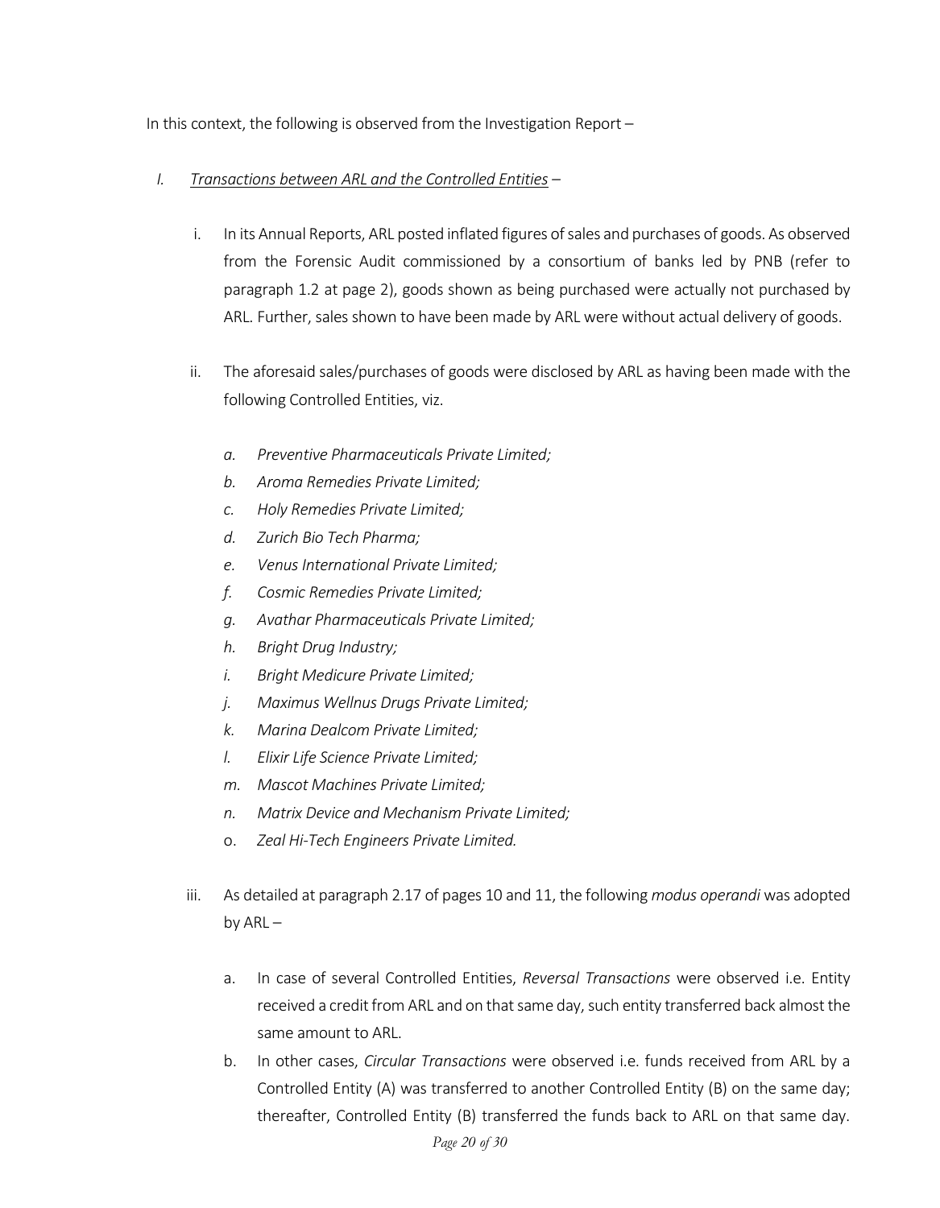In this context, the following is observed from the Investigation Report –

I. *Transactions between ARL and the Controlled Entities* –

   i. In its Annual Reports, ARL posted inflated figures of sales and purchases of goods. As observed from the Forensic Audit commissioned by a consortium of banks led by PNB (refer to paragraph 1.2 at page 2), goods shown as being purchased were actually not purchased by ARL. Further, sales shown to have been made by ARL were without actual delivery of goods.

   ii. The aforesaid sales/purchases of goods were disclosed by ARL as having been made with the following Controlled Entities, viz.

      a. *Preventive Pharmaceuticals Private Limited;*
      b. *Aroma Remedies Private Limited;*
      c. *Holy Remedies Private Limited;*
      d. *Zurich Bio Tech Pharma;*
      e. *Venus International Private Limited;*
      f. *Cosmic Remedies Private Limited;*
      g. *Avathar Pharmaceuticals Private Limited;*
      h. *Bright Drug Industry;*
      i. *Bright Medicure Private Limited;*
      j. *Maximus Wellnus Drugs Private Limited;*
      k. *Marina Dealcom Private Limited;*
      l. *Elixir Life Science Private Limited;*
      m. *Mascot Machines Private Limited;*
      n. *Matrix Device and Mechanism Private Limited;*
      o. *Zeal Hi-Tech Engineers Private Limited.*

   iii. As detailed at paragraph 2.17 of pages 10 and 11, the following *modus operandi* was adopted by ARL –

      a. In case of several Controlled Entities, *Reversal Transactions* were observed i.e. Entity received a credit from ARL and on that same day, such entity transferred back almost the same amount to ARL.
      b. In other cases, *Circular Transactions* were observed i.e. funds received from ARL by a Controlled Entity (A) was transferred to another Controlled Entity (B) on the same day; thereafter, Controlled Entity (B) transferred the funds back to ARL on that same day.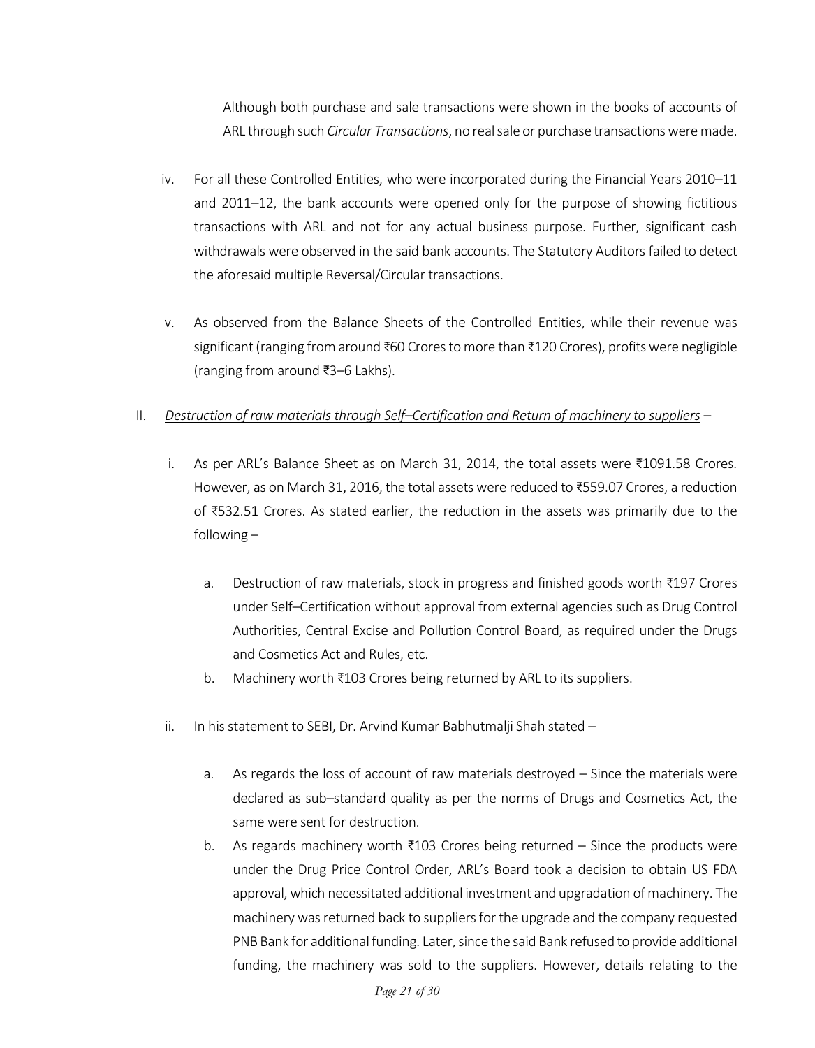Although both purchase and sale transactions were shown in the books of accounts of ARL through such *Circular Transactions*, no real sale or purchase transactions were made.

iv. For all these Controlled Entities, who were incorporated during the Financial Years 2010–11 and 2011–12, the bank accounts were opened only for the purpose of showing fictitious transactions with ARL and not for any actual business purpose. Further, significant cash withdrawals were observed in the said bank accounts. The Statutory Auditors failed to detect the aforesaid multiple Reversal/Circular transactions.

v. As observed from the Balance Sheets of the Controlled Entities, while their revenue was significant (ranging from around ₹60 Crores to more than ₹120 Crores), profits were negligible (ranging from around ₹3–6 Lakhs).

II. <u>*Destruction of raw materials through Self–Certification and Return of machinery to suppliers*</u> –

i. As per ARL's Balance Sheet as on March 31, 2014, the total assets were ₹1091.58 Crores. However, as on March 31, 2016, the total assets were reduced to ₹559.07 Crores, a reduction of ₹532.51 Crores. As stated earlier, the reduction in the assets was primarily due to the following –

   a. Destruction of raw materials, stock in progress and finished goods worth ₹197 Crores under Self–Certification without approval from external agencies such as Drug Control Authorities, Central Excise and Pollution Control Board, as required under the Drugs and Cosmetics Act and Rules, etc.
   b. Machinery worth ₹103 Crores being returned by ARL to its suppliers.

ii. In his statement to SEBI, Dr. Arvind Kumar Babhutmalji Shah stated –

   a. As regards the loss of account of raw materials destroyed – Since the materials were declared as sub–standard quality as per the norms of Drugs and Cosmetics Act, the same were sent for destruction.
   b. As regards machinery worth ₹103 Crores being returned – Since the products were under the Drug Price Control Order, ARL's Board took a decision to obtain US FDA approval, which necessitated additional investment and upgradation of machinery. The machinery was returned back to suppliers for the upgrade and the company requested PNB Bank for additional funding. Later, since the said Bank refused to provide additional funding, the machinery was sold to the suppliers. However, details relating to the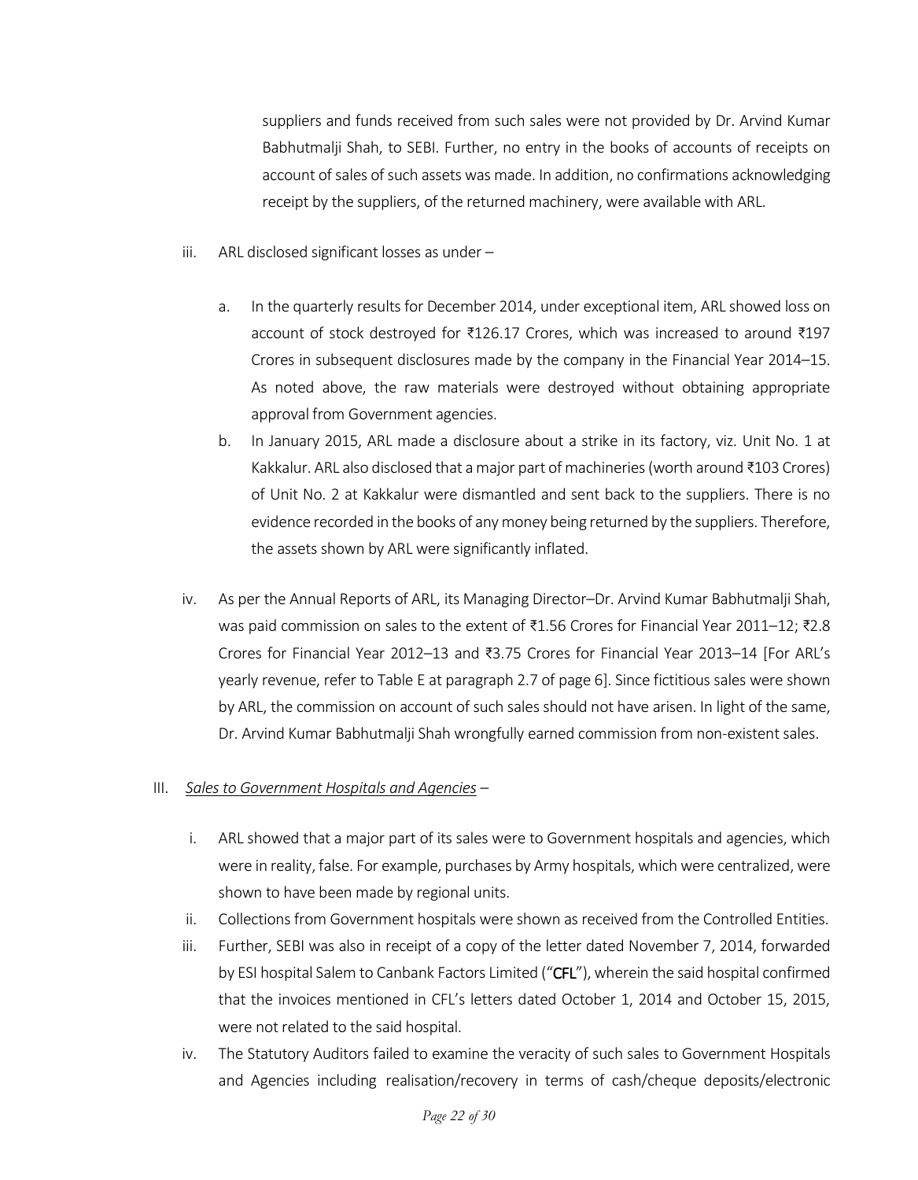suppliers and funds received from such sales were not provided by Dr. Arvind Kumar Babhutmalji Shah, to SEBI. Further, no entry in the books of accounts of receipts on account of sales of such assets was made. In addition, no confirmations acknowledging receipt by the suppliers, of the returned machinery, were available with ARL.

iii. ARL disclosed significant losses as under –

   a. In the quarterly results for December 2014, under exceptional item, ARL showed loss on account of stock destroyed for ₹126.17 Crores, which was increased to around ₹197 Crores in subsequent disclosures made by the company in the Financial Year 2014–15. As noted above, the raw materials were destroyed without obtaining appropriate approval from Government agencies.

   b. In January 2015, ARL made a disclosure about a strike in its factory, viz. Unit No. 1 at Kakkalur. ARL also disclosed that a major part of machineries (worth around ₹103 Crores) of Unit No. 2 at Kakkalur were dismantled and sent back to the suppliers. There is no evidence recorded in the books of any money being returned by the suppliers. Therefore, the assets shown by ARL were significantly inflated.

iv. As per the Annual Reports of ARL, its Managing Director–Dr. Arvind Kumar Babhutmalji Shah, was paid commission on sales to the extent of ₹1.56 Crores for Financial Year 2011–12; ₹2.8 Crores for Financial Year 2012–13 and ₹3.75 Crores for Financial Year 2013–14 [For ARL's yearly revenue, refer to Table E at paragraph 2.7 of page 6]. Since fictitious sales were shown by ARL, the commission on account of such sales should not have arisen. In light of the same, Dr. Arvind Kumar Babhutmalji Shah wrongfully earned commission from non-existent sales.

III. <u>*Sales to Government Hospitals and Agencies*</u> –

   i. ARL showed that a major part of its sales were to Government hospitals and agencies, which were in reality, false. For example, purchases by Army hospitals, which were centralized, were shown to have been made by regional units.

   ii. Collections from Government hospitals were shown as received from the Controlled Entities.

   iii. Further, SEBI was also in receipt of a copy of the letter dated November 7, 2014, forwarded by ESI hospital Salem to Canbank Factors Limited ("**CFL**"), wherein the said hospital confirmed that the invoices mentioned in CFL's letters dated October 1, 2014 and October 15, 2015, were not related to the said hospital.

   iv. The Statutory Auditors failed to examine the veracity of such sales to Government Hospitals and Agencies including realisation/recovery in terms of cash/cheque deposits/electronic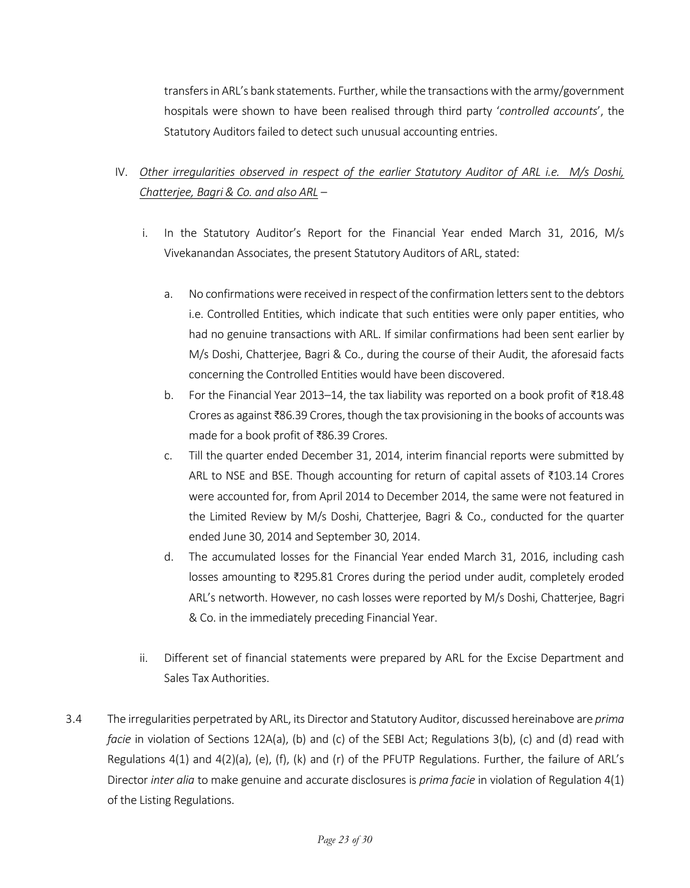transfers in ARL's bank statements. Further, while the transactions with the army/government hospitals were shown to have been realised through third party '*controlled accounts*', the Statutory Auditors failed to detect such unusual accounting entries.

IV. <u>*Other irregularities observed in respect of the earlier Statutory Auditor of ARL i.e. M/s Doshi, Chatterjee, Bagri & Co. and also ARL*</u> –

   i. In the Statutory Auditor's Report for the Financial Year ended March 31, 2016, M/s Vivekanandan Associates, the present Statutory Auditors of ARL, stated:

      a. No confirmations were received in respect of the confirmation letters sent to the debtors i.e. Controlled Entities, which indicate that such entities were only paper entities, who had no genuine transactions with ARL. If similar confirmations had been sent earlier by M/s Doshi, Chatterjee, Bagri & Co., during the course of their Audit, the aforesaid facts concerning the Controlled Entities would have been discovered.
      b. For the Financial Year 2013–14, the tax liability was reported on a book profit of ₹18.48 Crores as against ₹86.39 Crores, though the tax provisioning in the books of accounts was made for a book profit of ₹86.39 Crores.
      c. Till the quarter ended December 31, 2014, interim financial reports were submitted by ARL to NSE and BSE. Though accounting for return of capital assets of ₹103.14 Crores were accounted for, from April 2014 to December 2014, the same were not featured in the Limited Review by M/s Doshi, Chatterjee, Bagri & Co., conducted for the quarter ended June 30, 2014 and September 30, 2014.
      d. The accumulated losses for the Financial Year ended March 31, 2016, including cash losses amounting to ₹295.81 Crores during the period under audit, completely eroded ARL's networth. However, no cash losses were reported by M/s Doshi, Chatterjee, Bagri & Co. in the immediately preceding Financial Year.

   ii. Different set of financial statements were prepared by ARL for the Excise Department and Sales Tax Authorities.

3.4 The irregularities perpetrated by ARL, its Director and Statutory Auditor, discussed hereinabove are *prima facie* in violation of Sections 12A(a), (b) and (c) of the SEBI Act; Regulations 3(b), (c) and (d) read with Regulations 4(1) and 4(2)(a), (e), (f), (k) and (r) of the PFUTP Regulations. Further, the failure of ARL's Director *inter alia* to make genuine and accurate disclosures is *prima facie* in violation of Regulation 4(1) of the Listing Regulations.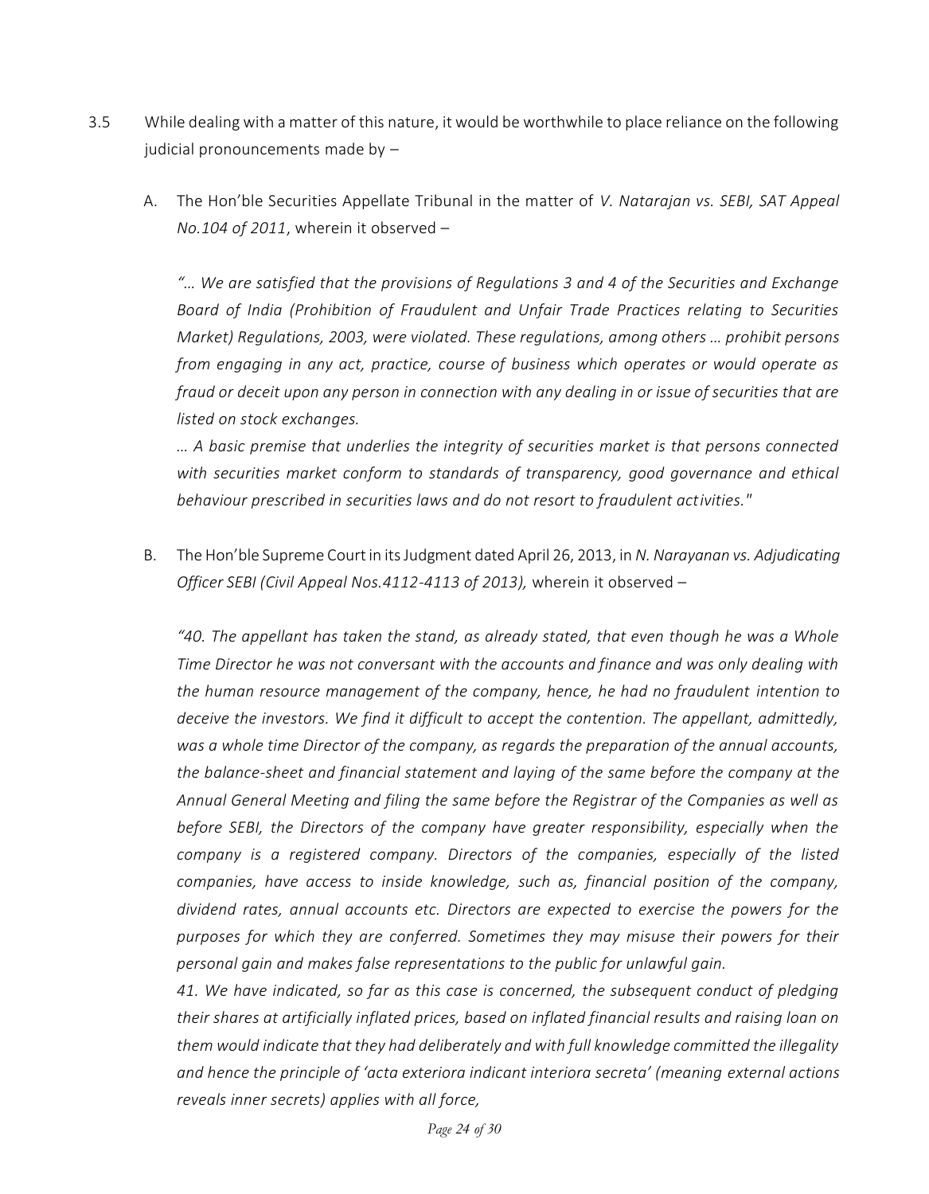3.5 While dealing with a matter of this nature, it would be worthwhile to place reliance on the following judicial pronouncements made by –

A. The Hon'ble Securities Appellate Tribunal in the matter of *V. Natarajan vs. SEBI, SAT Appeal No.104 of 2011*, wherein it observed –

*"… We are satisfied that the provisions of Regulations 3 and 4 of the Securities and Exchange Board of India (Prohibition of Fraudulent and Unfair Trade Practices relating to Securities Market) Regulations, 2003, were violated. These regulations, among others … prohibit persons from engaging in any act, practice, course of business which operates or would operate as fraud or deceit upon any person in connection with any dealing in or issue of securities that are listed on stock exchanges.*

*… A basic premise that underlies the integrity of securities market is that persons connected with securities market conform to standards of transparency, good governance and ethical behaviour prescribed in securities laws and do not resort to fraudulent activities."*

B. The Hon'ble Supreme Court in its Judgment dated April 26, 2013, in *N. Narayanan vs. Adjudicating Officer SEBI (Civil Appeal Nos.4112-4113 of 2013),* wherein it observed –

*"40. The appellant has taken the stand, as already stated, that even though he was a Whole Time Director he was not conversant with the accounts and finance and was only dealing with the human resource management of the company, hence, he had no fraudulent intention to deceive the investors. We find it difficult to accept the contention. The appellant, admittedly, was a whole time Director of the company, as regards the preparation of the annual accounts, the balance-sheet and financial statement and laying of the same before the company at the Annual General Meeting and filing the same before the Registrar of the Companies as well as before SEBI, the Directors of the company have greater responsibility, especially when the company is a registered company. Directors of the companies, especially of the listed companies, have access to inside knowledge, such as, financial position of the company, dividend rates, annual accounts etc. Directors are expected to exercise the powers for the purposes for which they are conferred. Sometimes they may misuse their powers for their personal gain and makes false representations to the public for unlawful gain.*

*41. We have indicated, so far as this case is concerned, the subsequent conduct of pledging their shares at artificially inflated prices, based on inflated financial results and raising loan on them would indicate that they had deliberately and with full knowledge committed the illegality and hence the principle of 'acta exteriora indicant interiora secreta' (meaning external actions reveals inner secrets) applies with all force,*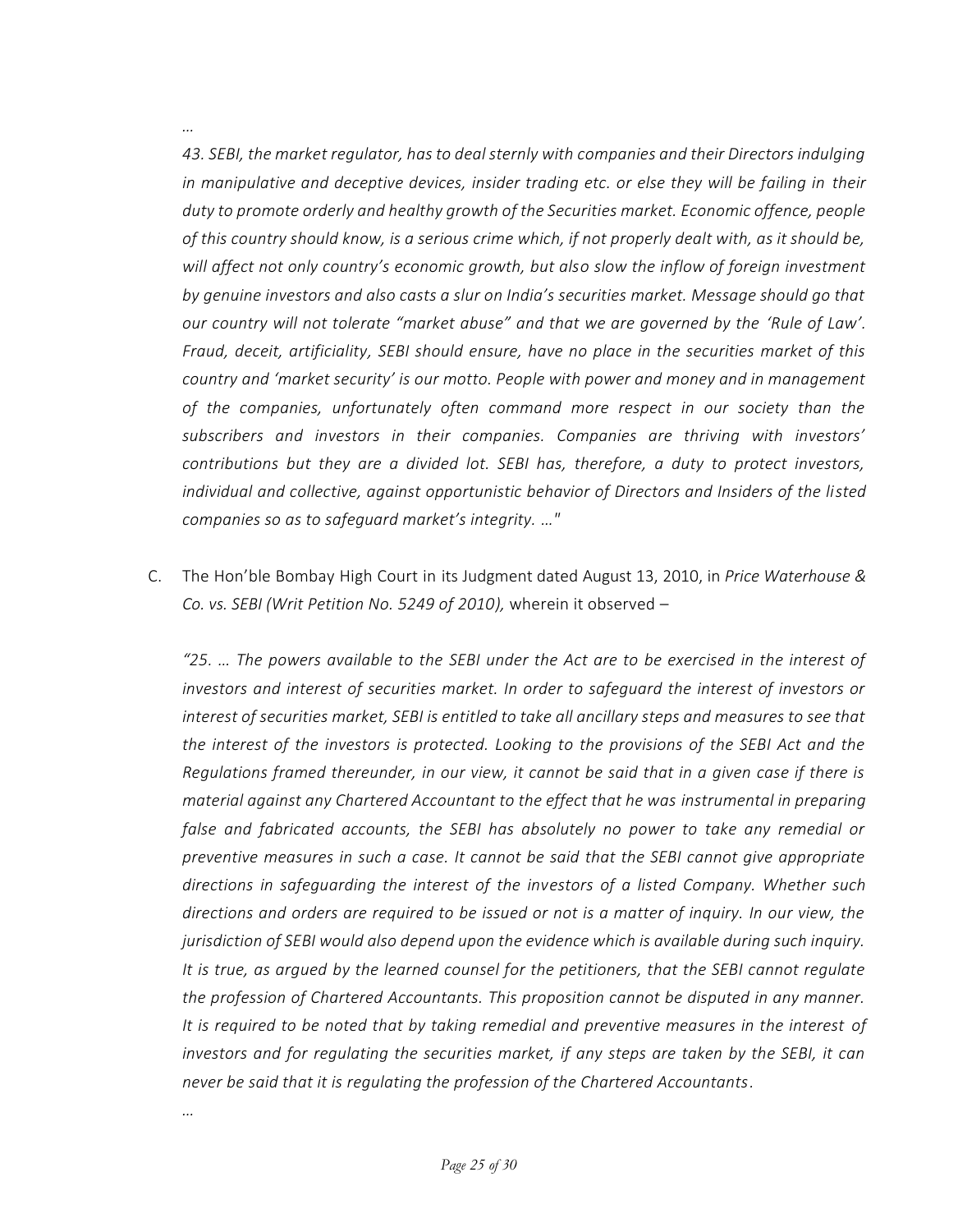*…*

*43. SEBI, the market regulator, has to deal sternly with companies and their Directors indulging in manipulative and deceptive devices, insider trading etc. or else they will be failing in their duty to promote orderly and healthy growth of the Securities market. Economic offence, people of this country should know, is a serious crime which, if not properly dealt with, as it should be, will affect not only country's economic growth, but also slow the inflow of foreign investment by genuine investors and also casts a slur on India's securities market. Message should go that our country will not tolerate "market abuse" and that we are governed by the 'Rule of Law'. Fraud, deceit, artificiality, SEBI should ensure, have no place in the securities market of this country and 'market security' is our motto. People with power and money and in management of the companies, unfortunately often command more respect in our society than the subscribers and investors in their companies. Companies are thriving with investors' contributions but they are a divided lot. SEBI has, therefore, a duty to protect investors, individual and collective, against opportunistic behavior of Directors and Insiders of the listed companies so as to safeguard market's integrity. …"*

C. The Hon'ble Bombay High Court in its Judgment dated August 13, 2010, in *Price Waterhouse & Co. vs. SEBI (Writ Petition No. 5249 of 2010),* wherein it observed –

*"25. … The powers available to the SEBI under the Act are to be exercised in the interest of investors and interest of securities market. In order to safeguard the interest of investors or interest of securities market, SEBI is entitled to take all ancillary steps and measures to see that the interest of the investors is protected. Looking to the provisions of the SEBI Act and the Regulations framed thereunder, in our view, it cannot be said that in a given case if there is material against any Chartered Accountant to the effect that he was instrumental in preparing false and fabricated accounts, the SEBI has absolutely no power to take any remedial or preventive measures in such a case. It cannot be said that the SEBI cannot give appropriate directions in safeguarding the interest of the investors of a listed Company. Whether such directions and orders are required to be issued or not is a matter of inquiry. In our view, the jurisdiction of SEBI would also depend upon the evidence which is available during such inquiry. It is true, as argued by the learned counsel for the petitioners, that the SEBI cannot regulate the profession of Chartered Accountants. This proposition cannot be disputed in any manner. It is required to be noted that by taking remedial and preventive measures in the interest of investors and for regulating the securities market, if any steps are taken by the SEBI, it can never be said that it is regulating the profession of the Chartered Accountants.*

*…*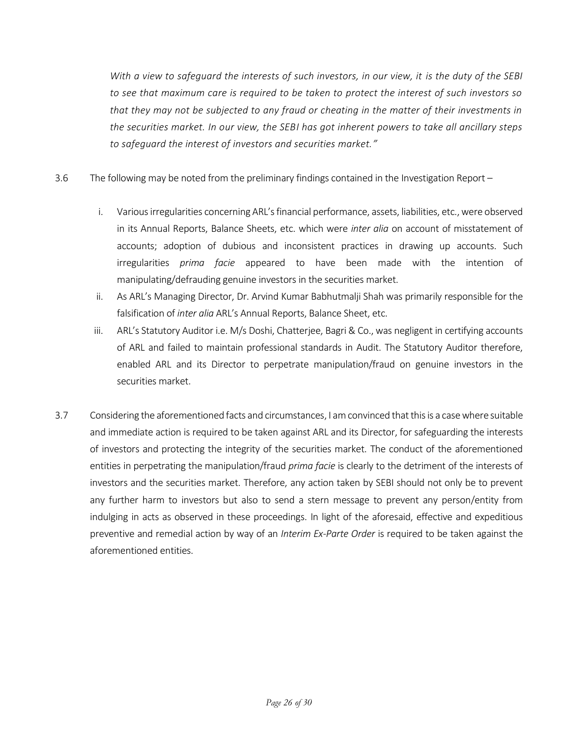*With a view to safeguard the interests of such investors, in our view, it is the duty of the SEBI to see that maximum care is required to be taken to protect the interest of such investors so that they may not be subjected to any fraud or cheating in the matter of their investments in the securities market. In our view, the SEBI has got inherent powers to take all ancillary steps to safeguard the interest of investors and securities market."*

3.6 The following may be noted from the preliminary findings contained in the Investigation Report –

i. Various irregularities concerning ARL's financial performance, assets, liabilities, etc., were observed in its Annual Reports, Balance Sheets, etc. which were *inter alia* on account of misstatement of accounts; adoption of dubious and inconsistent practices in drawing up accounts. Such irregularities *prima facie* appeared to have been made with the intention of manipulating/defrauding genuine investors in the securities market.

ii. As ARL's Managing Director, Dr. Arvind Kumar Babhutmalji Shah was primarily responsible for the falsification of *inter alia* ARL's Annual Reports, Balance Sheet, etc.

iii. ARL's Statutory Auditor i.e. M/s Doshi, Chatterjee, Bagri & Co., was negligent in certifying accounts of ARL and failed to maintain professional standards in Audit. The Statutory Auditor therefore, enabled ARL and its Director to perpetrate manipulation/fraud on genuine investors in the securities market.

3.7 Considering the aforementioned facts and circumstances, I am convinced that this is a case where suitable and immediate action is required to be taken against ARL and its Director, for safeguarding the interests of investors and protecting the integrity of the securities market. The conduct of the aforementioned entities in perpetrating the manipulation/fraud *prima facie* is clearly to the detriment of the interests of investors and the securities market. Therefore, any action taken by SEBI should not only be to prevent any further harm to investors but also to send a stern message to prevent any person/entity from indulging in acts as observed in these proceedings. In light of the aforesaid, effective and expeditious preventive and remedial action by way of an *Interim Ex-Parte Order* is required to be taken against the aforementioned entities.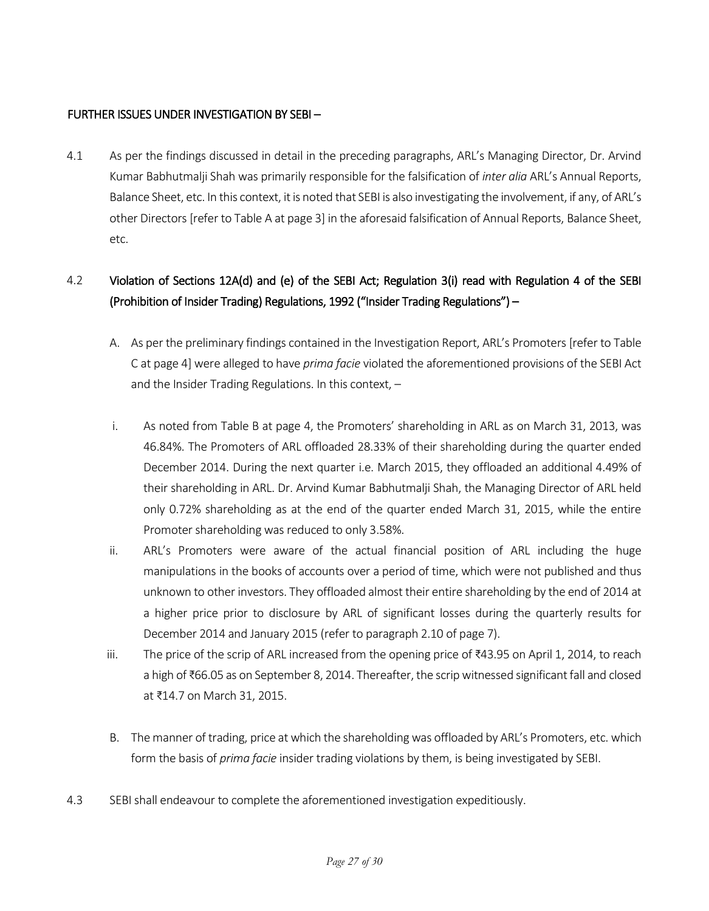## FURTHER ISSUES UNDER INVESTIGATION BY SEBI –

4.1 As per the findings discussed in detail in the preceding paragraphs, ARL's Managing Director, Dr. Arvind Kumar Babhutmalji Shah was primarily responsible for the falsification of *inter alia* ARL's Annual Reports, Balance Sheet, etc. In this context, it is noted that SEBI is also investigating the involvement, if any, of ARL's other Directors [refer to Table A at page 3] in the aforesaid falsification of Annual Reports, Balance Sheet, etc.

4.2 **Violation of Sections 12A(d) and (e) of the SEBI Act; Regulation 3(i) read with Regulation 4 of the SEBI (Prohibition of Insider Trading) Regulations, 1992 ("Insider Trading Regulations") –**

A. As per the preliminary findings contained in the Investigation Report, ARL's Promoters [refer to Table C at page 4] were alleged to have *prima facie* violated the aforementioned provisions of the SEBI Act and the Insider Trading Regulations. In this context, –

i. As noted from Table B at page 4, the Promoters' shareholding in ARL as on March 31, 2013, was 46.84%. The Promoters of ARL offloaded 28.33% of their shareholding during the quarter ended December 2014. During the next quarter i.e. March 2015, they offloaded an additional 4.49% of their shareholding in ARL. Dr. Arvind Kumar Babhutmalji Shah, the Managing Director of ARL held only 0.72% shareholding as at the end of the quarter ended March 31, 2015, while the entire Promoter shareholding was reduced to only 3.58%.

ii. ARL's Promoters were aware of the actual financial position of ARL including the huge manipulations in the books of accounts over a period of time, which were not published and thus unknown to other investors. They offloaded almost their entire shareholding by the end of 2014 at a higher price prior to disclosure by ARL of significant losses during the quarterly results for December 2014 and January 2015 (refer to paragraph 2.10 of page 7).

iii. The price of the scrip of ARL increased from the opening price of ₹43.95 on April 1, 2014, to reach a high of ₹66.05 as on September 8, 2014. Thereafter, the scrip witnessed significant fall and closed at ₹14.7 on March 31, 2015.

B. The manner of trading, price at which the shareholding was offloaded by ARL's Promoters, etc. which form the basis of *prima facie* insider trading violations by them, is being investigated by SEBI.

4.3 SEBI shall endeavour to complete the aforementioned investigation expeditiously.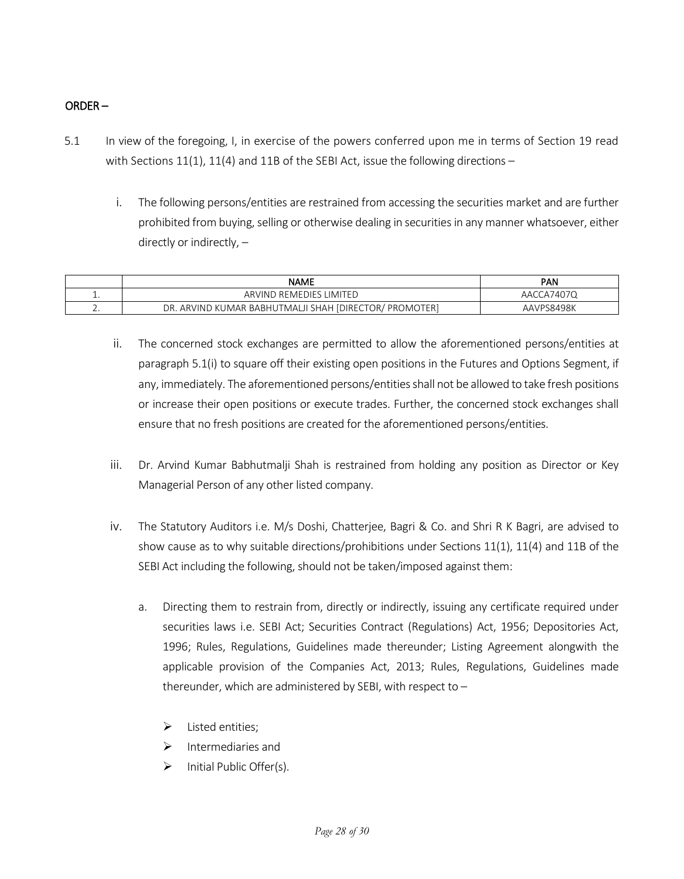## ORDER –

5.1 In view of the foregoing, I, in exercise of the powers conferred upon me in terms of Section 19 read with Sections 11(1), 11(4) and 11B of the SEBI Act, issue the following directions –

i. The following persons/entities are restrained from accessing the securities market and are further prohibited from buying, selling or otherwise dealing in securities in any manner whatsoever, either directly or indirectly, –

| | NAME | PAN |
|---|---|---|
| 1. | ARVIND REMEDIES LIMITED | AACCA7407Q |
| 2. | DR. ARVIND KUMAR BABHUTMALJI SHAH [DIRECTOR/ PROMOTER] | AAVPS8498K |

ii. The concerned stock exchanges are permitted to allow the aforementioned persons/entities at paragraph 5.1(i) to square off their existing open positions in the Futures and Options Segment, if any, immediately. The aforementioned persons/entities shall not be allowed to take fresh positions or increase their open positions or execute trades. Further, the concerned stock exchanges shall ensure that no fresh positions are created for the aforementioned persons/entities.

iii. Dr. Arvind Kumar Babhutmalji Shah is restrained from holding any position as Director or Key Managerial Person of any other listed company.

iv. The Statutory Auditors i.e. M/s Doshi, Chatterjee, Bagri & Co. and Shri R K Bagri, are advised to show cause as to why suitable directions/prohibitions under Sections 11(1), 11(4) and 11B of the SEBI Act including the following, should not be taken/imposed against them:

a. Directing them to restrain from, directly or indirectly, issuing any certificate required under securities laws i.e. SEBI Act; Securities Contract (Regulations) Act, 1956; Depositories Act, 1996; Rules, Regulations, Guidelines made thereunder; Listing Agreement alongwith the applicable provision of the Companies Act, 2013; Rules, Regulations, Guidelines made thereunder, which are administered by SEBI, with respect to –

- Listed entities;
- Intermediaries and
- Initial Public Offer(s).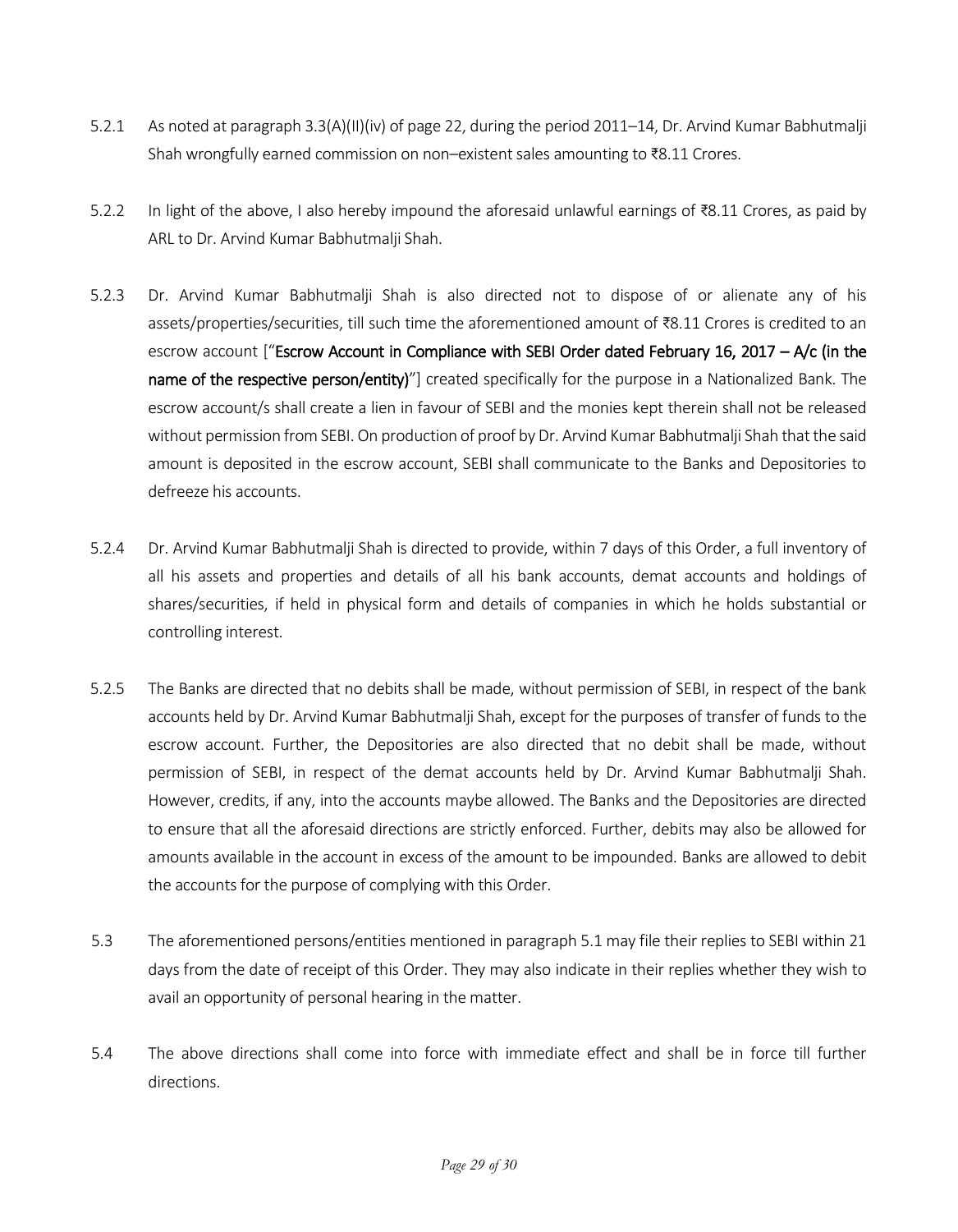5.2.1 As noted at paragraph 3.3(A)(II)(iv) of page 22, during the period 2011–14, Dr. Arvind Kumar Babhutmalji Shah wrongfully earned commission on non–existent sales amounting to ₹8.11 Crores.

5.2.2 In light of the above, I also hereby impound the aforesaid unlawful earnings of ₹8.11 Crores, as paid by ARL to Dr. Arvind Kumar Babhutmalji Shah.

5.2.3 Dr. Arvind Kumar Babhutmalji Shah is also directed not to dispose of or alienate any of his assets/properties/securities, till such time the aforementioned amount of ₹8.11 Crores is credited to an escrow account ["**Escrow Account in Compliance with SEBI Order dated February 16, 2017 – A/c (in the name of the respective person/entity)**"] created specifically for the purpose in a Nationalized Bank. The escrow account/s shall create a lien in favour of SEBI and the monies kept therein shall not be released without permission from SEBI. On production of proof by Dr. Arvind Kumar Babhutmalji Shah that the said amount is deposited in the escrow account, SEBI shall communicate to the Banks and Depositories to defreeze his accounts.

5.2.4 Dr. Arvind Kumar Babhutmalji Shah is directed to provide, within 7 days of this Order, a full inventory of all his assets and properties and details of all his bank accounts, demat accounts and holdings of shares/securities, if held in physical form and details of companies in which he holds substantial or controlling interest.

5.2.5 The Banks are directed that no debits shall be made, without permission of SEBI, in respect of the bank accounts held by Dr. Arvind Kumar Babhutmalji Shah, except for the purposes of transfer of funds to the escrow account. Further, the Depositories are also directed that no debit shall be made, without permission of SEBI, in respect of the demat accounts held by Dr. Arvind Kumar Babhutmalji Shah. However, credits, if any, into the accounts maybe allowed. The Banks and the Depositories are directed to ensure that all the aforesaid directions are strictly enforced. Further, debits may also be allowed for amounts available in the account in excess of the amount to be impounded. Banks are allowed to debit the accounts for the purpose of complying with this Order.

5.3 The aforementioned persons/entities mentioned in paragraph 5.1 may file their replies to SEBI within 21 days from the date of receipt of this Order. They may also indicate in their replies whether they wish to avail an opportunity of personal hearing in the matter.

5.4 The above directions shall come into force with immediate effect and shall be in force till further directions.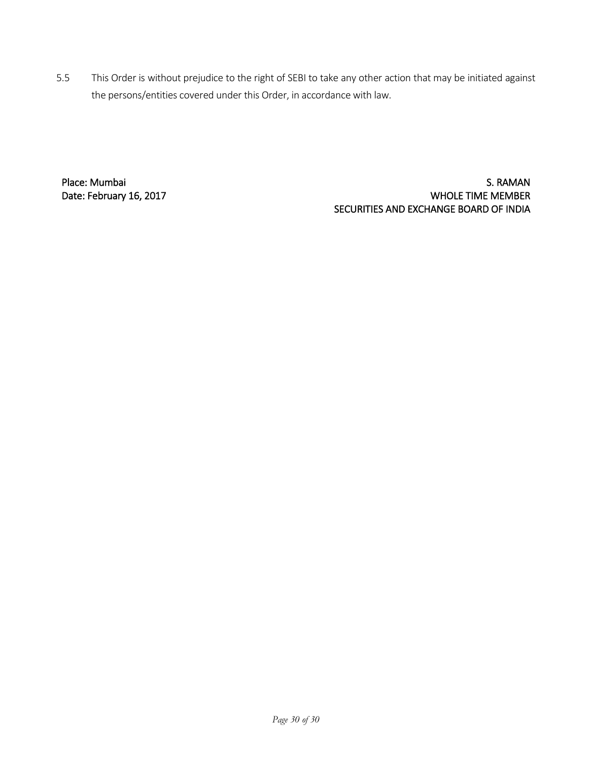5.5 This Order is without prejudice to the right of SEBI to take any other action that may be initiated against the persons/entities covered under this Order, in accordance with law.

Place: Mumbai
Date: February 16, 2017

S. RAMAN
WHOLE TIME MEMBER
SECURITIES AND EXCHANGE BOARD OF INDIA